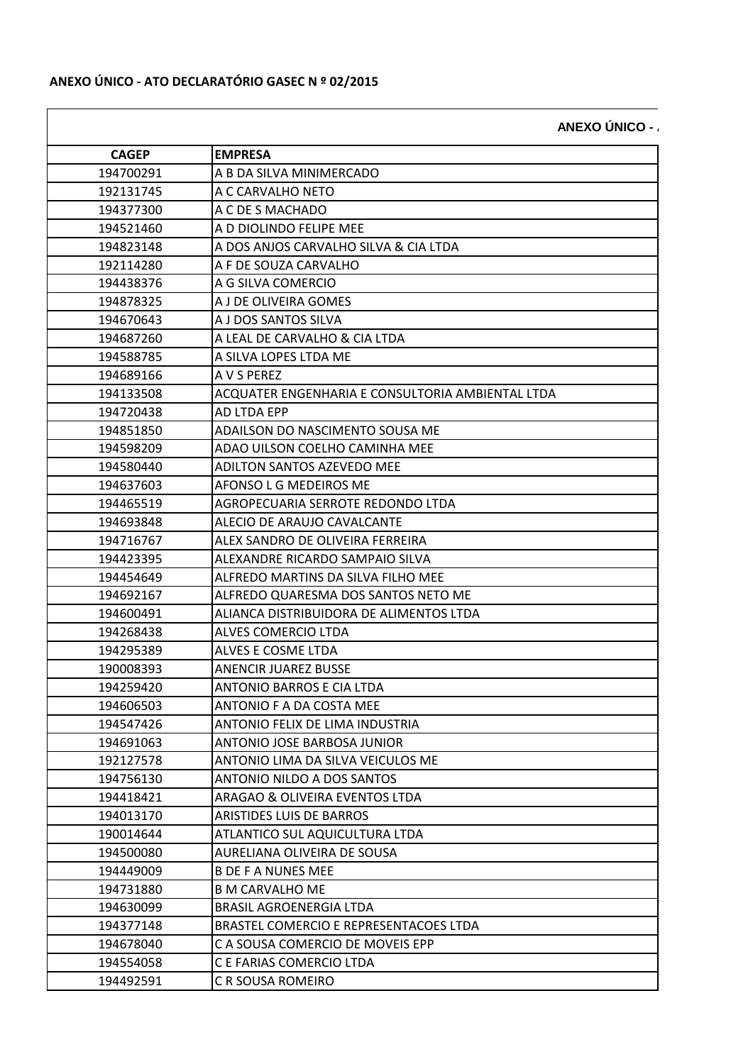**ANEXO ÚNICO - ATO DECLARATÓRIO GASEC N º 02/2015**

| ANEXO ÚNICO - / | |
|---|---|
| **CAGEP** | **EMPRESA** |
| 194700291 | A B DA SILVA MINIMERCADO |
| 192131745 | A C CARVALHO NETO |
| 194377300 | A C DE S MACHADO |
| 194521460 | A D DIOLINDO FELIPE MEE |
| 194823148 | A DOS ANJOS CARVALHO SILVA & CIA LTDA |
| 192114280 | A F DE SOUZA CARVALHO |
| 194438376 | A G SILVA COMERCIO |
| 194878325 | A J DE OLIVEIRA GOMES |
| 194670643 | A J DOS SANTOS SILVA |
| 194687260 | A LEAL DE CARVALHO & CIA LTDA |
| 194588785 | A SILVA LOPES LTDA ME |
| 194689166 | A V S PEREZ |
| 194133508 | ACQUATER ENGENHARIA E CONSULTORIA AMBIENTAL LTDA |
| 194720438 | AD LTDA EPP |
| 194851850 | ADAILSON DO NASCIMENTO SOUSA ME |
| 194598209 | ADAO UILSON COELHO CAMINHA MEE |
| 194580440 | ADILTON SANTOS AZEVEDO MEE |
| 194637603 | AFONSO L G MEDEIROS ME |
| 194465519 | AGROPECUARIA SERROTE REDONDO LTDA |
| 194693848 | ALECIO DE ARAUJO CAVALCANTE |
| 194716767 | ALEX SANDRO DE OLIVEIRA FERREIRA |
| 194423395 | ALEXANDRE RICARDO SAMPAIO SILVA |
| 194454649 | ALFREDO MARTINS DA SILVA FILHO MEE |
| 194692167 | ALFREDO QUARESMA DOS SANTOS NETO ME |
| 194600491 | ALIANCA DISTRIBUIDORA DE ALIMENTOS LTDA |
| 194268438 | ALVES COMERCIO LTDA |
| 194295389 | ALVES E COSME LTDA |
| 190008393 | ANENCIR JUAREZ BUSSE |
| 194259420 | ANTONIO BARROS E CIA LTDA |
| 194606503 | ANTONIO F A DA COSTA MEE |
| 194547426 | ANTONIO FELIX DE LIMA INDUSTRIA |
| 194691063 | ANTONIO JOSE BARBOSA JUNIOR |
| 192127578 | ANTONIO LIMA DA SILVA VEICULOS ME |
| 194756130 | ANTONIO NILDO A DOS SANTOS |
| 194418421 | ARAGAO & OLIVEIRA EVENTOS LTDA |
| 194013170 | ARISTIDES LUIS DE BARROS |
| 190014644 | ATLANTICO SUL AQUICULTURA LTDA |
| 194500080 | AURELIANA OLIVEIRA DE SOUSA |
| 194449009 | B DE F A NUNES MEE |
| 194731880 | B M CARVALHO ME |
| 194630099 | BRASIL AGROENERGIA LTDA |
| 194377148 | BRASTEL COMERCIO E REPRESENTACOES LTDA |
| 194678040 | C A SOUSA COMERCIO DE MOVEIS EPP |
| 194554058 | C E FARIAS COMERCIO LTDA |
| 194492591 | C R SOUSA ROMEIRO |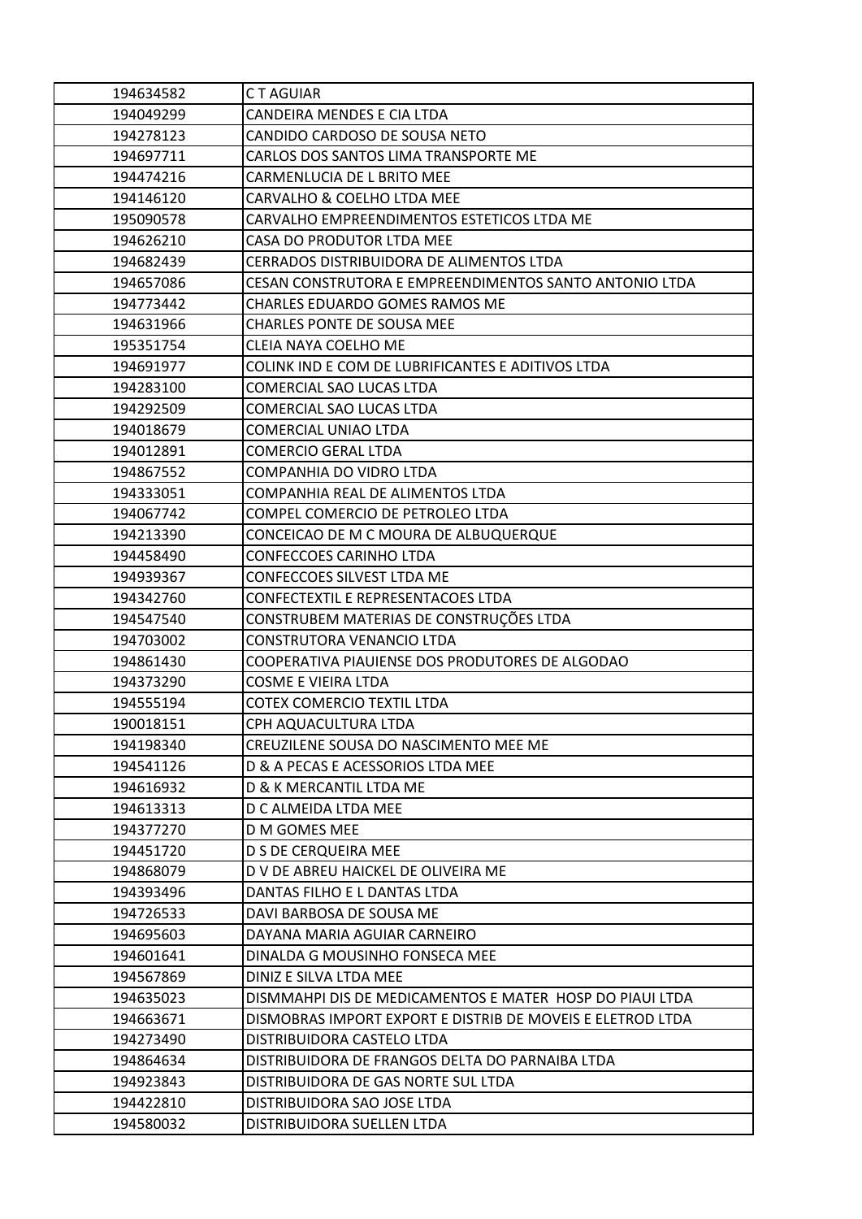| 194634582 | C T AGUIAR |
|---|---|
| 194049299 | CANDEIRA MENDES E CIA LTDA |
| 194278123 | CANDIDO CARDOSO DE SOUSA NETO |
| 194697711 | CARLOS DOS SANTOS LIMA TRANSPORTE ME |
| 194474216 | CARMENLUCIA DE L BRITO MEE |
| 194146120 | CARVALHO & COELHO LTDA MEE |
| 195090578 | CARVALHO EMPREENDIMENTOS ESTETICOS LTDA ME |
| 194626210 | CASA DO PRODUTOR LTDA MEE |
| 194682439 | CERRADOS DISTRIBUIDORA DE ALIMENTOS LTDA |
| 194657086 | CESAN CONSTRUTORA E EMPREENDIMENTOS SANTO ANTONIO LTDA |
| 194773442 | CHARLES EDUARDO GOMES RAMOS ME |
| 194631966 | CHARLES PONTE DE SOUSA MEE |
| 195351754 | CLEIA NAYA COELHO ME |
| 194691977 | COLINK IND E COM DE LUBRIFICANTES E ADITIVOS LTDA |
| 194283100 | COMERCIAL SAO LUCAS LTDA |
| 194292509 | COMERCIAL SAO LUCAS LTDA |
| 194018679 | COMERCIAL UNIAO LTDA |
| 194012891 | COMERCIO GERAL LTDA |
| 194867552 | COMPANHIA DO VIDRO LTDA |
| 194333051 | COMPANHIA REAL DE ALIMENTOS LTDA |
| 194067742 | COMPEL COMERCIO DE PETROLEO LTDA |
| 194213390 | CONCEICAO DE M C MOURA DE ALBUQUERQUE |
| 194458490 | CONFECCOES CARINHO LTDA |
| 194939367 | CONFECCOES SILVEST LTDA ME |
| 194342760 | CONFECTEXTIL E REPRESENTACOES LTDA |
| 194547540 | CONSTRUBEM MATERIAS DE CONSTRUÇÕES LTDA |
| 194703002 | CONSTRUTORA VENANCIO LTDA |
| 194861430 | COOPERATIVA PIAUIENSE DOS PRODUTORES DE ALGODAO |
| 194373290 | COSME E VIEIRA LTDA |
| 194555194 | COTEX COMERCIO TEXTIL LTDA |
| 190018151 | CPH AQUACULTURA LTDA |
| 194198340 | CREUZILENE SOUSA DO NASCIMENTO MEE ME |
| 194541126 | D & A PECAS E ACESSORIOS LTDA MEE |
| 194616932 | D & K MERCANTIL LTDA ME |
| 194613313 | D C ALMEIDA LTDA MEE |
| 194377270 | D M GOMES MEE |
| 194451720 | D S DE CERQUEIRA MEE |
| 194868079 | D V DE ABREU HAICKEL DE OLIVEIRA ME |
| 194393496 | DANTAS FILHO E L DANTAS LTDA |
| 194726533 | DAVI BARBOSA DE SOUSA ME |
| 194695603 | DAYANA MARIA AGUIAR CARNEIRO |
| 194601641 | DINALDA G MOUSINHO FONSECA MEE |
| 194567869 | DINIZ E SILVA LTDA MEE |
| 194635023 | DISMMAHPI DIS DE MEDICAMENTOS E MATER HOSP DO PIAUI LTDA |
| 194663671 | DISMOBRAS IMPORT EXPORT E DISTRIB DE MOVEIS E ELETROD LTDA |
| 194273490 | DISTRIBUIDORA CASTELO LTDA |
| 194864634 | DISTRIBUIDORA DE FRANGOS DELTA DO PARNAIBA LTDA |
| 194923843 | DISTRIBUIDORA DE GAS NORTE SUL LTDA |
| 194422810 | DISTRIBUIDORA SAO JOSE LTDA |
| 194580032 | DISTRIBUIDORA SUELLEN LTDA |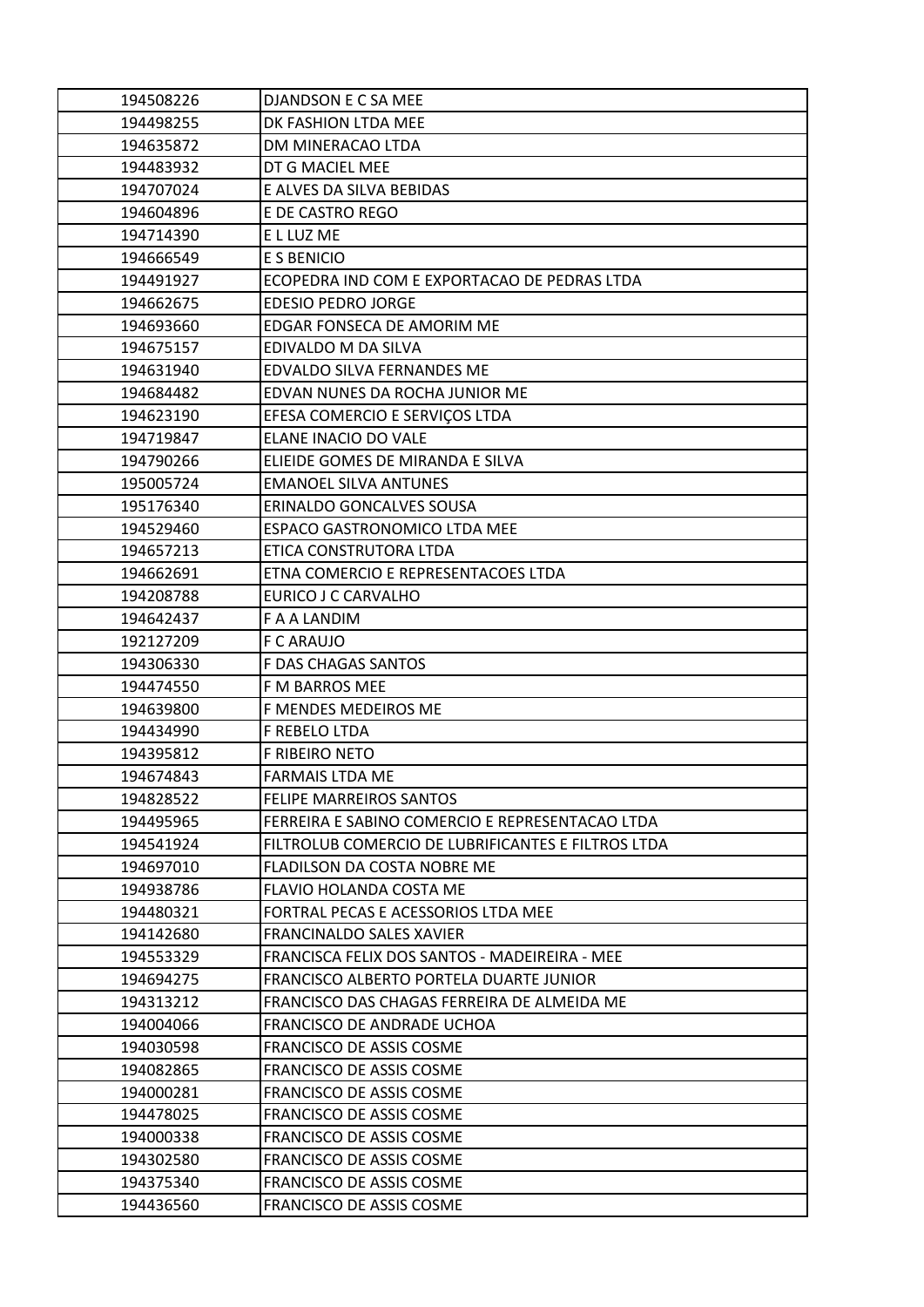| 194508226 | DJANDSON E C SA MEE |
|---|---|
| 194498255 | DK FASHION LTDA MEE |
| 194635872 | DM MINERACAO LTDA |
| 194483932 | DT G MACIEL MEE |
| 194707024 | E ALVES DA SILVA BEBIDAS |
| 194604896 | E DE CASTRO REGO |
| 194714390 | E L LUZ ME |
| 194666549 | E S BENICIO |
| 194491927 | ECOPEDRA IND COM E EXPORTACAO DE PEDRAS LTDA |
| 194662675 | EDESIO PEDRO JORGE |
| 194693660 | EDGAR FONSECA DE AMORIM ME |
| 194675157 | EDIVALDO M DA SILVA |
| 194631940 | EDVALDO SILVA FERNANDES ME |
| 194684482 | EDVAN NUNES DA ROCHA JUNIOR ME |
| 194623190 | EFESA COMERCIO E SERVIÇOS LTDA |
| 194719847 | ELANE INACIO DO VALE |
| 194790266 | ELIEIDE GOMES DE MIRANDA E SILVA |
| 195005724 | EMANOEL SILVA ANTUNES |
| 195176340 | ERINALDO GONCALVES SOUSA |
| 194529460 | ESPACO GASTRONOMICO LTDA MEE |
| 194657213 | ETICA CONSTRUTORA LTDA |
| 194662691 | ETNA COMERCIO E REPRESENTACOES LTDA |
| 194208788 | EURICO J C CARVALHO |
| 194642437 | F A A LANDIM |
| 192127209 | F C ARAUJO |
| 194306330 | F DAS CHAGAS SANTOS |
| 194474550 | F M BARROS MEE |
| 194639800 | F MENDES MEDEIROS ME |
| 194434990 | F REBELO LTDA |
| 194395812 | F RIBEIRO NETO |
| 194674843 | FARMAIS LTDA ME |
| 194828522 | FELIPE MARREIROS SANTOS |
| 194495965 | FERREIRA E SABINO COMERCIO E REPRESENTACAO LTDA |
| 194541924 | FILTROLUB COMERCIO DE LUBRIFICANTES E FILTROS LTDA |
| 194697010 | FLADILSON DA COSTA NOBRE ME |
| 194938786 | FLAVIO HOLANDA COSTA ME |
| 194480321 | FORTRAL PECAS E ACESSORIOS LTDA MEE |
| 194142680 | FRANCINALDO SALES XAVIER |
| 194553329 | FRANCISCA FELIX DOS SANTOS - MADEIREIRA - MEE |
| 194694275 | FRANCISCO ALBERTO PORTELA DUARTE JUNIOR |
| 194313212 | FRANCISCO DAS CHAGAS FERREIRA DE ALMEIDA ME |
| 194004066 | FRANCISCO DE ANDRADE UCHOA |
| 194030598 | FRANCISCO DE ASSIS COSME |
| 194082865 | FRANCISCO DE ASSIS COSME |
| 194000281 | FRANCISCO DE ASSIS COSME |
| 194478025 | FRANCISCO DE ASSIS COSME |
| 194000338 | FRANCISCO DE ASSIS COSME |
| 194302580 | FRANCISCO DE ASSIS COSME |
| 194375340 | FRANCISCO DE ASSIS COSME |
| 194436560 | FRANCISCO DE ASSIS COSME |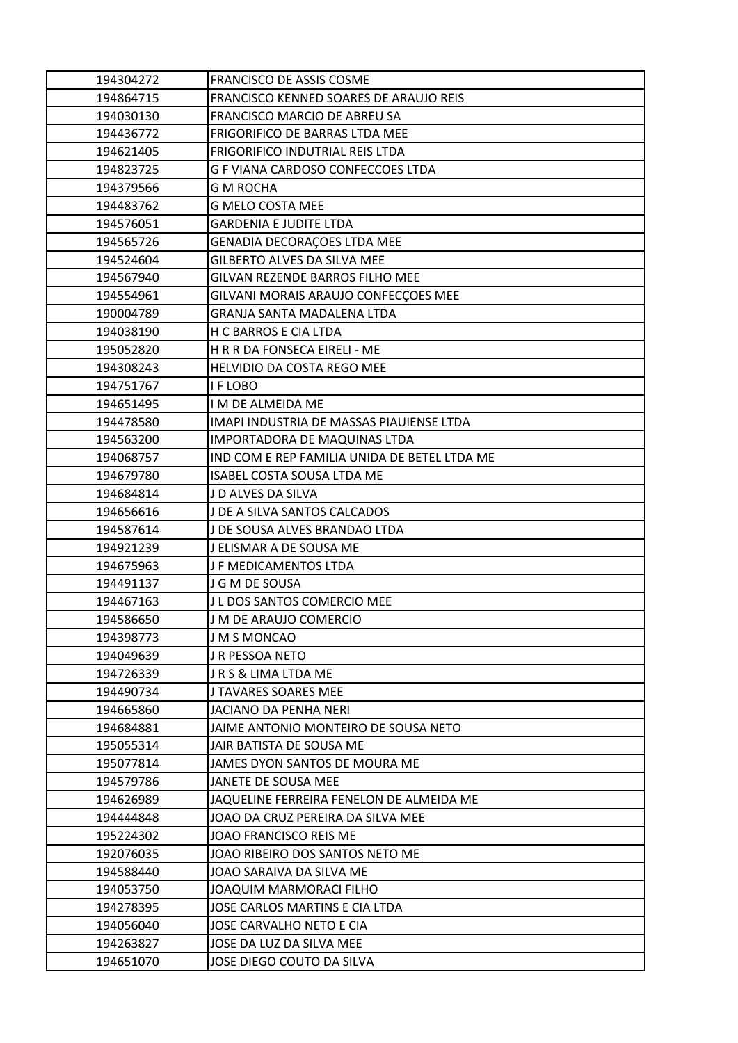| | |
|---|---|
| 194304272 | FRANCISCO DE ASSIS COSME |
| 194864715 | FRANCISCO KENNED SOARES DE ARAUJO REIS |
| 194030130 | FRANCISCO MARCIO DE ABREU SA |
| 194436772 | FRIGORIFICO DE BARRAS LTDA MEE |
| 194621405 | FRIGORIFICO INDUTRIAL REIS LTDA |
| 194823725 | G F VIANA CARDOSO CONFECCOES LTDA |
| 194379566 | G M ROCHA |
| 194483762 | G MELO COSTA MEE |
| 194576051 | GARDENIA E JUDITE LTDA |
| 194565726 | GENADIA DECORAÇOES LTDA MEE |
| 194524604 | GILBERTO ALVES DA SILVA MEE |
| 194567940 | GILVAN REZENDE BARROS FILHO MEE |
| 194554961 | GILVANI MORAIS ARAUJO CONFECÇOES MEE |
| 190004789 | GRANJA SANTA MADALENA LTDA |
| 194038190 | H C BARROS E CIA LTDA |
| 195052820 | H R R DA FONSECA EIRELI - ME |
| 194308243 | HELVIDIO DA COSTA REGO MEE |
| 194751767 | I F LOBO |
| 194651495 | I M DE ALMEIDA ME |
| 194478580 | IMAPI INDUSTRIA DE MASSAS PIAUIENSE LTDA |
| 194563200 | IMPORTADORA DE MAQUINAS LTDA |
| 194068757 | IND COM E REP FAMILIA UNIDA DE BETEL LTDA ME |
| 194679780 | ISABEL COSTA SOUSA LTDA ME |
| 194684814 | J D ALVES DA SILVA |
| 194656616 | J DE A SILVA SANTOS CALCADOS |
| 194587614 | J DE SOUSA ALVES BRANDAO LTDA |
| 194921239 | J ELISMAR A DE SOUSA ME |
| 194675963 | J F MEDICAMENTOS LTDA |
| 194491137 | J G M DE SOUSA |
| 194467163 | J L DOS SANTOS COMERCIO MEE |
| 194586650 | J M DE ARAUJO COMERCIO |
| 194398773 | J M S MONCAO |
| 194049639 | J R PESSOA NETO |
| 194726339 | J R S & LIMA LTDA ME |
| 194490734 | J TAVARES SOARES MEE |
| 194665860 | JACIANO DA PENHA NERI |
| 194684881 | JAIME ANTONIO MONTEIRO DE SOUSA NETO |
| 195055314 | JAIR BATISTA DE SOUSA ME |
| 195077814 | JAMES DYON SANTOS DE MOURA ME |
| 194579786 | JANETE DE SOUSA MEE |
| 194626989 | JAQUELINE FERREIRA FENELON DE ALMEIDA ME |
| 194444848 | JOAO DA CRUZ PEREIRA DA SILVA MEE |
| 195224302 | JOAO FRANCISCO REIS ME |
| 192076035 | JOAO RIBEIRO DOS SANTOS NETO ME |
| 194588440 | JOAO SARAIVA DA SILVA ME |
| 194053750 | JOAQUIM MARMORACI FILHO |
| 194278395 | JOSE CARLOS MARTINS E CIA LTDA |
| 194056040 | JOSE CARVALHO NETO E CIA |
| 194263827 | JOSE DA LUZ DA SILVA MEE |
| 194651070 | JOSE DIEGO COUTO DA SILVA |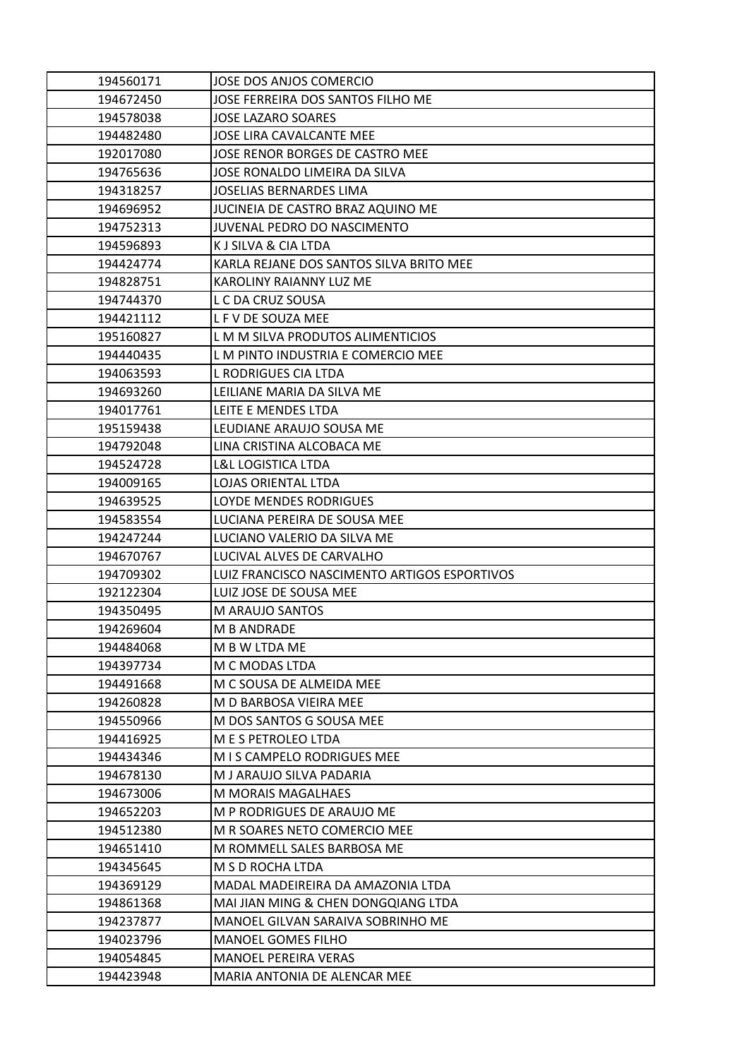| | |
|---|---|
| 194560171 | JOSE DOS ANJOS COMERCIO |
| 194672450 | JOSE FERREIRA DOS SANTOS FILHO ME |
| 194578038 | JOSE LAZARO SOARES |
| 194482480 | JOSE LIRA CAVALCANTE MEE |
| 192017080 | JOSE RENOR BORGES DE CASTRO MEE |
| 194765636 | JOSE RONALDO LIMEIRA DA SILVA |
| 194318257 | JOSELIAS BERNARDES LIMA |
| 194696952 | JUCINEIA DE CASTRO BRAZ AQUINO ME |
| 194752313 | JUVENAL PEDRO DO NASCIMENTO |
| 194596893 | K J SILVA & CIA LTDA |
| 194424774 | KARLA REJANE DOS SANTOS SILVA BRITO MEE |
| 194828751 | KAROLINY RAIANNY LUZ ME |
| 194744370 | L C DA CRUZ SOUSA |
| 194421112 | L F V DE SOUZA MEE |
| 195160827 | L M M SILVA PRODUTOS ALIMENTICIOS |
| 194440435 | L M PINTO INDUSTRIA E COMERCIO MEE |
| 194063593 | L RODRIGUES CIA LTDA |
| 194693260 | LEILIANE MARIA DA SILVA ME |
| 194017761 | LEITE E MENDES LTDA |
| 195159438 | LEUDIANE ARAUJO SOUSA ME |
| 194792048 | LINA CRISTINA ALCOBACA ME |
| 194524728 | L&L LOGISTICA LTDA |
| 194009165 | LOJAS ORIENTAL LTDA |
| 194639525 | LOYDE MENDES RODRIGUES |
| 194583554 | LUCIANA PEREIRA DE SOUSA MEE |
| 194247244 | LUCIANO VALERIO DA SILVA ME |
| 194670767 | LUCIVAL ALVES DE CARVALHO |
| 194709302 | LUIZ FRANCISCO NASCIMENTO ARTIGOS ESPORTIVOS |
| 192122304 | LUIZ JOSE DE SOUSA MEE |
| 194350495 | M ARAUJO SANTOS |
| 194269604 | M B ANDRADE |
| 194484068 | M B W LTDA ME |
| 194397734 | M C MODAS LTDA |
| 194491668 | M C SOUSA DE ALMEIDA MEE |
| 194260828 | M D BARBOSA VIEIRA MEE |
| 194550966 | M DOS SANTOS G SOUSA MEE |
| 194416925 | M E S PETROLEO LTDA |
| 194434346 | M I S CAMPELO RODRIGUES MEE |
| 194678130 | M J ARAUJO SILVA PADARIA |
| 194673006 | M MORAIS MAGALHAES |
| 194652203 | M P RODRIGUES DE ARAUJO ME |
| 194512380 | M R SOARES NETO COMERCIO MEE |
| 194651410 | M ROMMELL SALES BARBOSA ME |
| 194345645 | M S D ROCHA LTDA |
| 194369129 | MADAL MADEIREIRA DA AMAZONIA LTDA |
| 194861368 | MAI JIAN MING & CHEN DONGQIANG LTDA |
| 194237877 | MANOEL GILVAN SARAIVA SOBRINHO ME |
| 194023796 | MANOEL GOMES FILHO |
| 194054845 | MANOEL PEREIRA VERAS |
| 194423948 | MARIA ANTONIA DE ALENCAR MEE |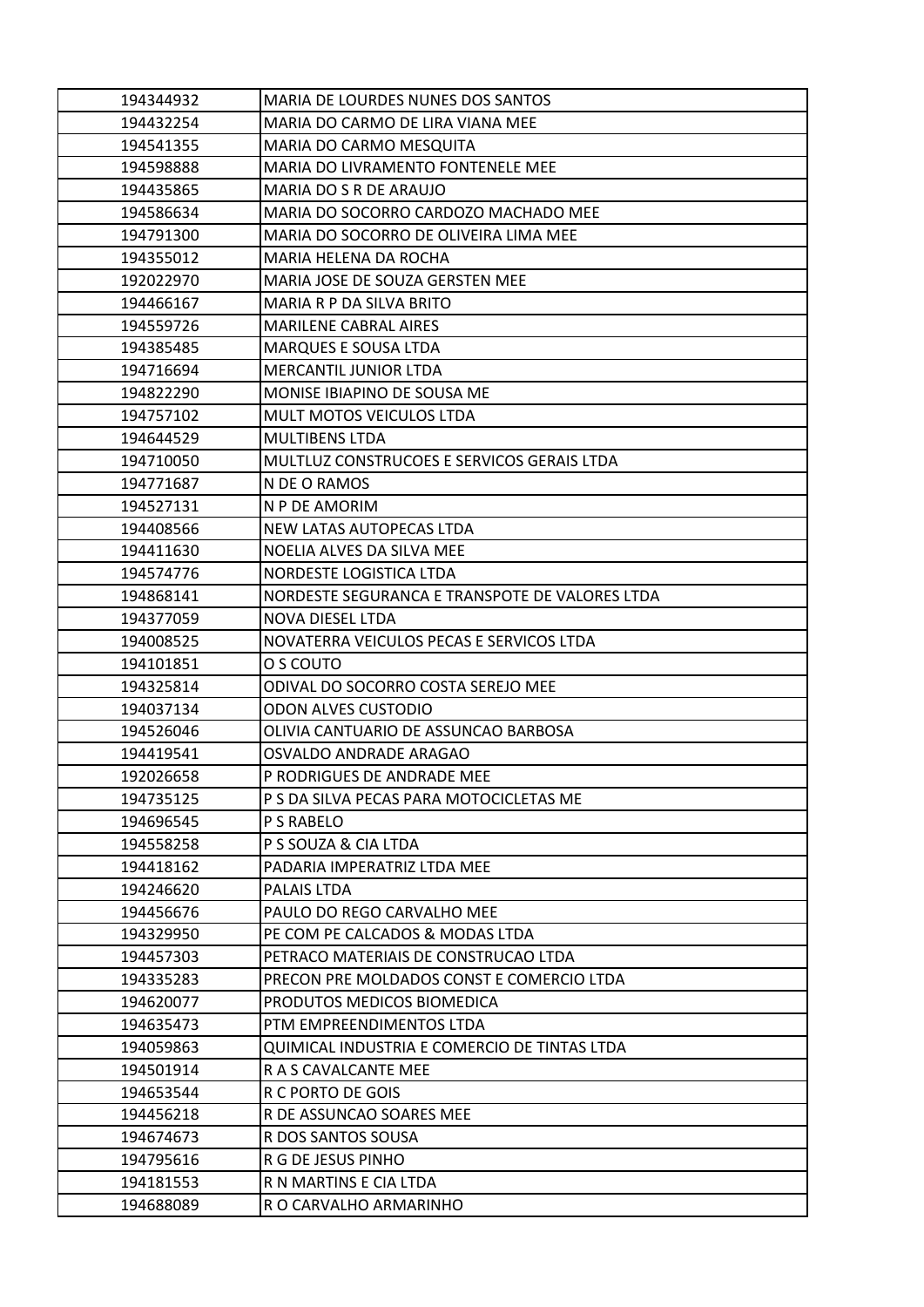| | |
|---|---|
| 194344932 | MARIA DE LOURDES NUNES DOS SANTOS |
| 194432254 | MARIA DO CARMO DE LIRA VIANA MEE |
| 194541355 | MARIA DO CARMO MESQUITA |
| 194598888 | MARIA DO LIVRAMENTO FONTENELE MEE |
| 194435865 | MARIA DO S R DE ARAUJO |
| 194586634 | MARIA DO SOCORRO CARDOZO MACHADO MEE |
| 194791300 | MARIA DO SOCORRO DE OLIVEIRA LIMA MEE |
| 194355012 | MARIA HELENA DA ROCHA |
| 192022970 | MARIA JOSE DE SOUZA GERSTEN MEE |
| 194466167 | MARIA R P DA SILVA BRITO |
| 194559726 | MARILENE CABRAL AIRES |
| 194385485 | MARQUES E SOUSA LTDA |
| 194716694 | MERCANTIL JUNIOR LTDA |
| 194822290 | MONISE IBIAPINO DE SOUSA ME |
| 194757102 | MULT MOTOS VEICULOS LTDA |
| 194644529 | MULTIBENS LTDA |
| 194710050 | MULTLUZ CONSTRUCOES E SERVICOS GERAIS LTDA |
| 194771687 | N DE O RAMOS |
| 194527131 | N P DE AMORIM |
| 194408566 | NEW LATAS AUTOPECAS LTDA |
| 194411630 | NOELIA ALVES DA SILVA MEE |
| 194574776 | NORDESTE LOGISTICA LTDA |
| 194868141 | NORDESTE SEGURANCA E TRANSPOTE DE VALORES LTDA |
| 194377059 | NOVA DIESEL LTDA |
| 194008525 | NOVATERRA VEICULOS PECAS E SERVICOS LTDA |
| 194101851 | O S COUTO |
| 194325814 | ODIVAL DO SOCORRO COSTA SEREJO MEE |
| 194037134 | ODON ALVES CUSTODIO |
| 194526046 | OLIVIA CANTUARIO DE ASSUNCAO BARBOSA |
| 194419541 | OSVALDO ANDRADE ARAGAO |
| 192026658 | P RODRIGUES DE ANDRADE MEE |
| 194735125 | P S DA SILVA PECAS PARA MOTOCICLETAS ME |
| 194696545 | P S RABELO |
| 194558258 | P S SOUZA & CIA LTDA |
| 194418162 | PADARIA IMPERATRIZ LTDA MEE |
| 194246620 | PALAIS LTDA |
| 194456676 | PAULO DO REGO CARVALHO MEE |
| 194329950 | PE COM PE CALCADOS & MODAS LTDA |
| 194457303 | PETRACO MATERIAIS DE CONSTRUCAO LTDA |
| 194335283 | PRECON PRE MOLDADOS CONST E COMERCIO LTDA |
| 194620077 | PRODUTOS MEDICOS BIOMEDICA |
| 194635473 | PTM EMPREENDIMENTOS LTDA |
| 194059863 | QUIMICAL INDUSTRIA E COMERCIO DE TINTAS LTDA |
| 194501914 | R A S CAVALCANTE MEE |
| 194653544 | R C PORTO DE GOIS |
| 194456218 | R DE ASSUNCAO SOARES MEE |
| 194674673 | R DOS SANTOS SOUSA |
| 194795616 | R G DE JESUS PINHO |
| 194181553 | R N MARTINS E CIA LTDA |
| 194688089 | R O CARVALHO ARMARINHO |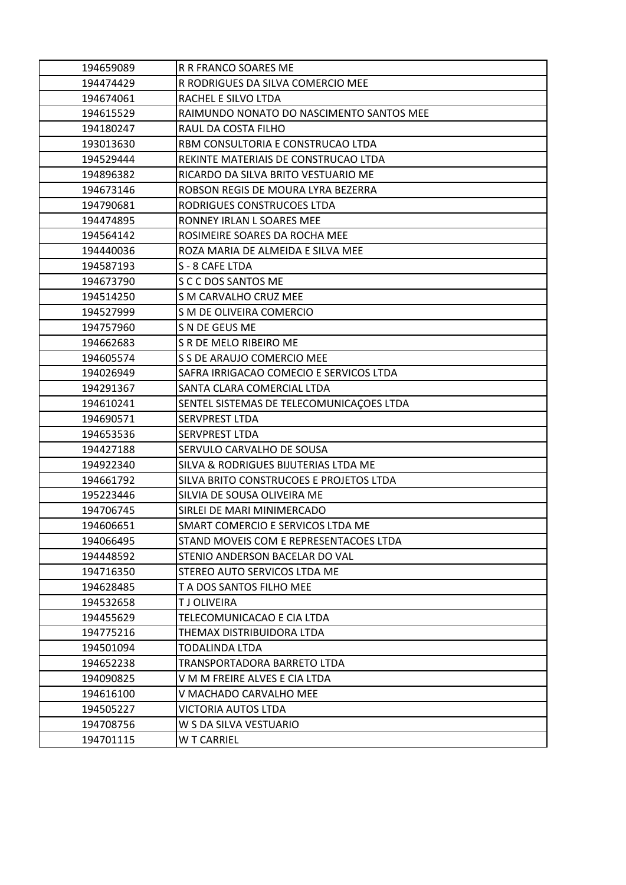| | |
|---|---|
| 194659089 | R R FRANCO SOARES ME |
| 194474429 | R RODRIGUES DA SILVA COMERCIO MEE |
| 194674061 | RACHEL E SILVO LTDA |
| 194615529 | RAIMUNDO NONATO DO NASCIMENTO SANTOS MEE |
| 194180247 | RAUL DA COSTA FILHO |
| 193013630 | RBM CONSULTORIA E CONSTRUCAO LTDA |
| 194529444 | REKINTE MATERIAIS DE CONSTRUCAO LTDA |
| 194896382 | RICARDO DA SILVA BRITO VESTUARIO ME |
| 194673146 | ROBSON REGIS DE MOURA LYRA BEZERRA |
| 194790681 | RODRIGUES CONSTRUCOES LTDA |
| 194474895 | RONNEY IRLAN L SOARES MEE |
| 194564142 | ROSIMEIRE SOARES DA ROCHA MEE |
| 194440036 | ROZA MARIA DE ALMEIDA E SILVA MEE |
| 194587193 | S - 8 CAFE LTDA |
| 194673790 | S C C DOS SANTOS ME |
| 194514250 | S M CARVALHO CRUZ MEE |
| 194527999 | S M DE OLIVEIRA COMERCIO |
| 194757960 | S N DE GEUS ME |
| 194662683 | S R DE MELO RIBEIRO ME |
| 194605574 | S S DE ARAUJO COMERCIO MEE |
| 194026949 | SAFRA IRRIGACAO COMECIO E SERVICOS LTDA |
| 194291367 | SANTA CLARA COMERCIAL LTDA |
| 194610241 | SENTEL SISTEMAS DE TELECOMUNICAÇOES LTDA |
| 194690571 | SERVPREST LTDA |
| 194653536 | SERVPREST LTDA |
| 194427188 | SERVULO CARVALHO DE SOUSA |
| 194922340 | SILVA & RODRIGUES BIJUTERIAS LTDA ME |
| 194661792 | SILVA BRITO CONSTRUCOES E PROJETOS LTDA |
| 195223446 | SILVIA DE SOUSA OLIVEIRA ME |
| 194706745 | SIRLEI DE MARI MINIMERCADO |
| 194606651 | SMART COMERCIO E SERVICOS LTDA ME |
| 194066495 | STAND MOVEIS COM E REPRESENTACOES LTDA |
| 194448592 | STENIO ANDERSON BACELAR DO VAL |
| 194716350 | STEREO AUTO SERVICOS LTDA ME |
| 194628485 | T A DOS SANTOS FILHO MEE |
| 194532658 | T J OLIVEIRA |
| 194455629 | TELECOMUNICACAO E CIA LTDA |
| 194775216 | THEMAX DISTRIBUIDORA LTDA |
| 194501094 | TODALINDA LTDA |
| 194652238 | TRANSPORTADORA BARRETO LTDA |
| 194090825 | V M M FREIRE ALVES E CIA LTDA |
| 194616100 | V MACHADO CARVALHO MEE |
| 194505227 | VICTORIA AUTOS LTDA |
| 194708756 | W S DA SILVA VESTUARIO |
| 194701115 | W T CARRIEL |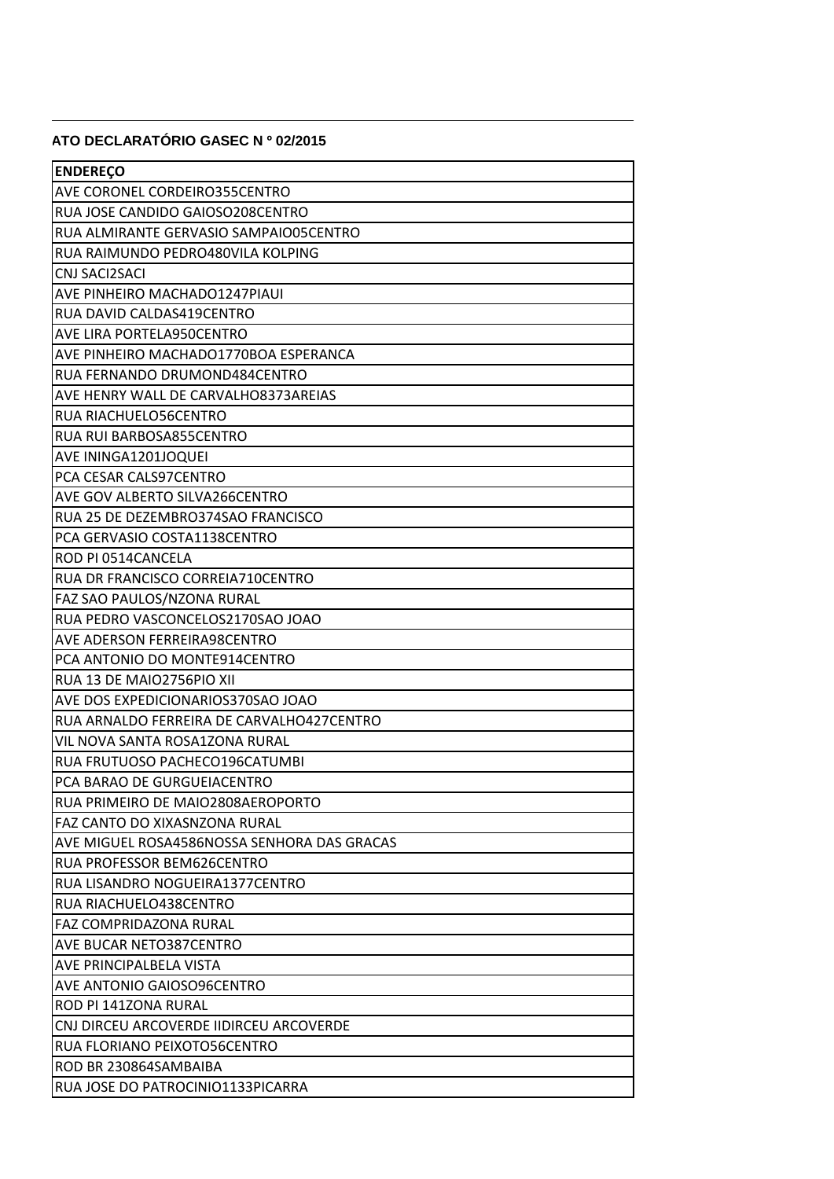**ATO DECLARATÓRIO GASEC N º 02/2015**

| ENDEREÇO |
|---|
| AVE CORONEL CORDEIRO355CENTRO |
| RUA JOSE CANDIDO GAIOSO208CENTRO |
| RUA ALMIRANTE GERVASIO SAMPAIO05CENTRO |
| RUA RAIMUNDO PEDRO480VILA KOLPING |
| CNJ SACI2SACI |
| AVE PINHEIRO MACHADO1247PIAUI |
| RUA DAVID CALDAS419CENTRO |
| AVE LIRA PORTELA950CENTRO |
| AVE PINHEIRO MACHADO1770BOA ESPERANCA |
| RUA FERNANDO DRUMOND484CENTRO |
| AVE HENRY WALL DE CARVALHO8373AREIAS |
| RUA RIACHUELO56CENTRO |
| RUA RUI BARBOSA855CENTRO |
| AVE ININGA1201JOQUEI |
| PCA CESAR CALS97CENTRO |
| AVE GOV ALBERTO SILVA266CENTRO |
| RUA 25 DE DEZEMBRO374SAO FRANCISCO |
| PCA GERVASIO COSTA1138CENTRO |
| ROD PI 0514CANCELA |
| RUA DR FRANCISCO CORREIA710CENTRO |
| FAZ SAO PAULOS/NZONA RURAL |
| RUA PEDRO VASCONCELOS2170SAO JOAO |
| AVE ADERSON FERREIRA98CENTRO |
| PCA ANTONIO DO MONTE914CENTRO |
| RUA 13 DE MAIO2756PIO XII |
| AVE DOS EXPEDICIONARIOS370SAO JOAO |
| RUA ARNALDO FERREIRA DE CARVALHO427CENTRO |
| VIL NOVA SANTA ROSA1ZONA RURAL |
| RUA FRUTUOSO PACHECO196CATUMBI |
| PCA BARAO DE GURGUEIACENTRO |
| RUA PRIMEIRO DE MAIO2808AEROPORTO |
| FAZ CANTO DO XIXASNZONA RURAL |
| AVE MIGUEL ROSA4586NOSSA SENHORA DAS GRACAS |
| RUA PROFESSOR BEM626CENTRO |
| RUA LISANDRO NOGUEIRA1377CENTRO |
| RUA RIACHUELO438CENTRO |
| FAZ COMPRIDAZONA RURAL |
| AVE BUCAR NETO387CENTRO |
| AVE PRINCIPALBELA VISTA |
| AVE ANTONIO GAIOSO96CENTRO |
| ROD PI 141ZONA RURAL |
| CNJ DIRCEU ARCOVERDE IIDIRCEU ARCOVERDE |
| RUA FLORIANO PEIXOTO56CENTRO |
| ROD BR 230864SAMBAIBA |
| RUA JOSE DO PATROCINIO1133PICARRA |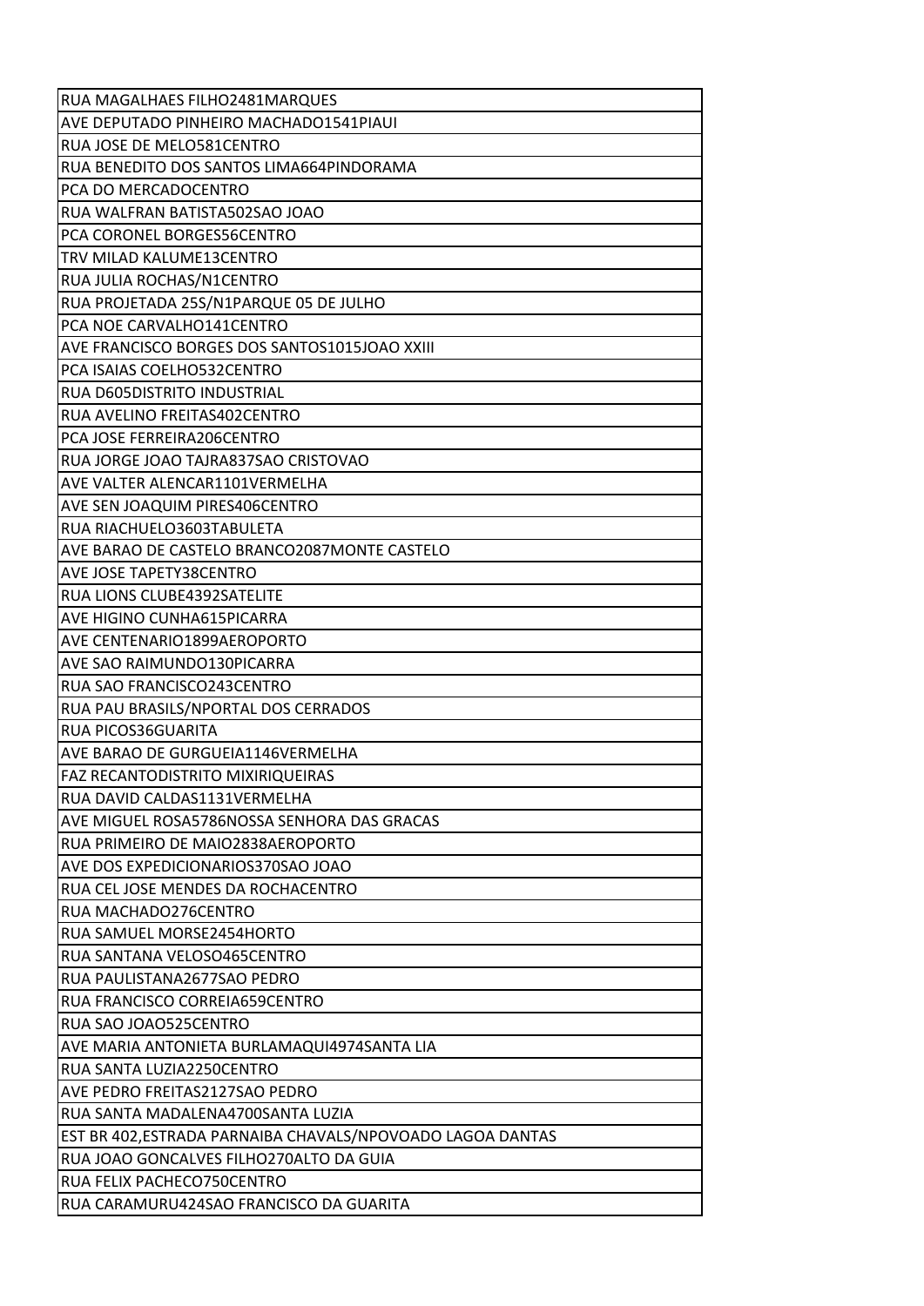| RUA MAGALHAES FILHO2481MARQUES |
|---|
| AVE DEPUTADO PINHEIRO MACHADO1541PIAUI |
| RUA JOSE DE MELO581CENTRO |
| RUA BENEDITO DOS SANTOS LIMA664PINDORAMA |
| PCA DO MERCADOCENTRO |
| RUA WALFRAN BATISTA502SAO JOAO |
| PCA CORONEL BORGES56CENTRO |
| TRV MILAD KALUME13CENTRO |
| RUA JULIA ROCHAS/N1CENTRO |
| RUA PROJETADA 25S/N1PARQUE 05 DE JULHO |
| PCA NOE CARVALHO141CENTRO |
| AVE FRANCISCO BORGES DOS SANTOS1015JOAO XXIII |
| PCA ISAIAS COELHO532CENTRO |
| RUA D605DISTRITO INDUSTRIAL |
| RUA AVELINO FREITAS402CENTRO |
| PCA JOSE FERREIRA206CENTRO |
| RUA JORGE JOAO TAJRA837SAO CRISTOVAO |
| AVE VALTER ALENCAR1101VERMELHA |
| AVE SEN JOAQUIM PIRES406CENTRO |
| RUA RIACHUELO3603TABULETA |
| AVE BARAO DE CASTELO BRANCO2087MONTE CASTELO |
| AVE JOSE TAPETY38CENTRO |
| RUA LIONS CLUBE4392SATELITE |
| AVE HIGINO CUNHA615PICARRA |
| AVE CENTENARIO1899AEROPORTO |
| AVE SAO RAIMUNDO130PICARRA |
| RUA SAO FRANCISCO243CENTRO |
| RUA PAU BRASILS/NPORTAL DOS CERRADOS |
| RUA PICOS36GUARITA |
| AVE BARAO DE GURGUEIA1146VERMELHA |
| FAZ RECANTODISTRITO MIXIRIQUEIRAS |
| RUA DAVID CALDAS1131VERMELHA |
| AVE MIGUEL ROSA5786NOSSA SENHORA DAS GRACAS |
| RUA PRIMEIRO DE MAIO2838AEROPORTO |
| AVE DOS EXPEDICIONARIOS370SAO JOAO |
| RUA CEL JOSE MENDES DA ROCHACENTRO |
| RUA MACHADO276CENTRO |
| RUA SAMUEL MORSE2454HORTO |
| RUA SANTANA VELOSO465CENTRO |
| RUA PAULISTANA2677SAO PEDRO |
| RUA FRANCISCO CORREIA659CENTRO |
| RUA SAO JOAO525CENTRO |
| AVE MARIA ANTONIETA BURLAMAQUI4974SANTA LIA |
| RUA SANTA LUZIA2250CENTRO |
| AVE PEDRO FREITAS2127SAO PEDRO |
| RUA SANTA MADALENA4700SANTA LUZIA |
| EST BR 402,ESTRADA PARNAIBA CHAVALS/NPOVOADO LAGOA DANTAS |
| RUA JOAO GONCALVES FILHO270ALTO DA GUIA |
| RUA FELIX PACHECO750CENTRO |
| RUA CARAMURU424SAO FRANCISCO DA GUARITA |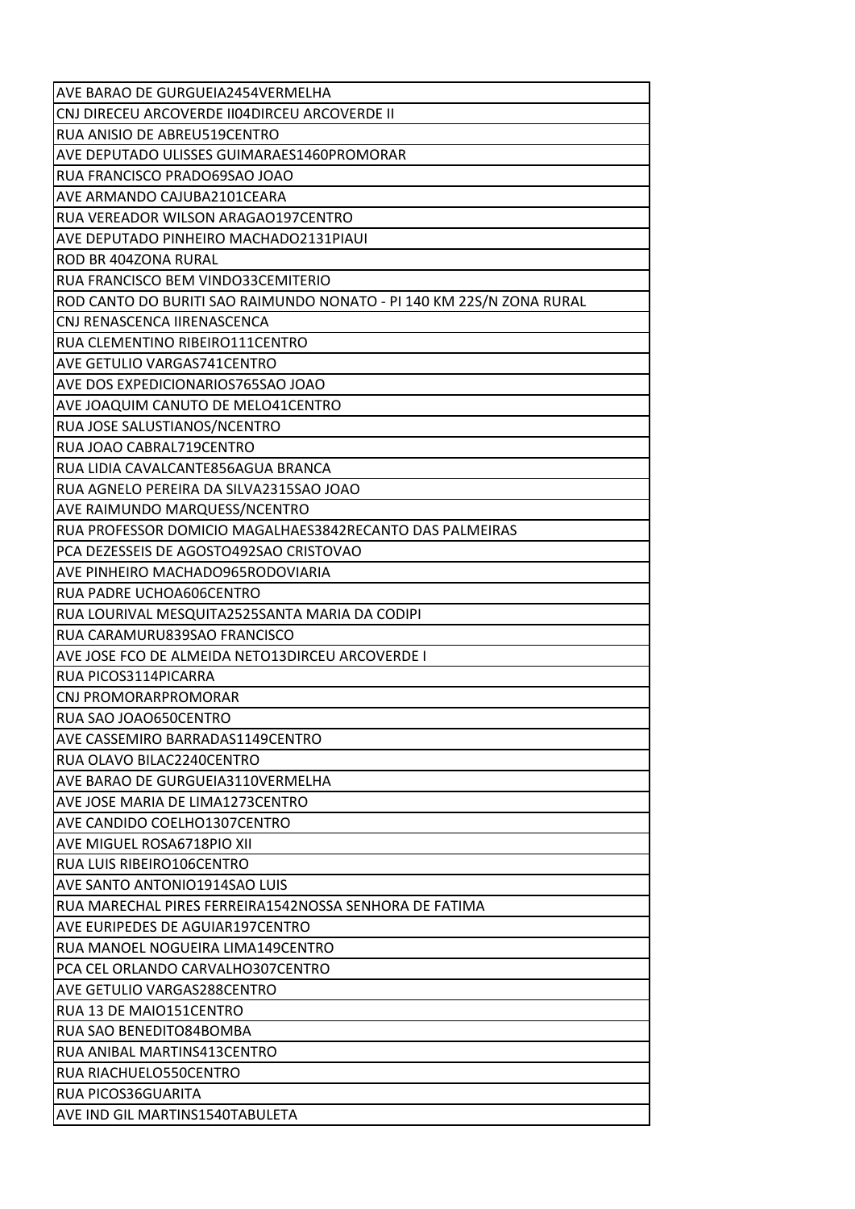| AVE BARAO DE GURGUEIA2454VERMELHA |
| --- |
| CNJ DIRECEU ARCOVERDE II04DIRCEU ARCOVERDE II |
| RUA ANISIO DE ABREU519CENTRO |
| AVE DEPUTADO ULISSES GUIMARAES1460PROMORAR |
| RUA FRANCISCO PRADO69SAO JOAO |
| AVE ARMANDO CAJUBA2101CEARA |
| RUA VEREADOR WILSON ARAGAO197CENTRO |
| AVE DEPUTADO PINHEIRO MACHADO2131PIAUI |
| ROD BR 404ZONA RURAL |
| RUA FRANCISCO BEM VINDO33CEMITERIO |
| ROD CANTO DO BURITI SAO RAIMUNDO NONATO - PI 140 KM 22S/N ZONA RURAL |
| CNJ RENASCENCA IIRENASCENCA |
| RUA CLEMENTINO RIBEIRO111CENTRO |
| AVE GETULIO VARGAS741CENTRO |
| AVE DOS EXPEDICIONARIOS765SAO JOAO |
| AVE JOAQUIM CANUTO DE MELO41CENTRO |
| RUA JOSE SALUSTIANOS/NCENTRO |
| RUA JOAO CABRAL719CENTRO |
| RUA LIDIA CAVALCANTE856AGUA BRANCA |
| RUA AGNELO PEREIRA DA SILVA2315SAO JOAO |
| AVE RAIMUNDO MARQUESS/NCENTRO |
| RUA PROFESSOR DOMICIO MAGALHAES3842RECANTO DAS PALMEIRAS |
| PCA DEZESSEIS DE AGOSTO492SAO CRISTOVAO |
| AVE PINHEIRO MACHADO965RODOVIARIA |
| RUA PADRE UCHOA606CENTRO |
| RUA LOURIVAL MESQUITA2525SANTA MARIA DA CODIPI |
| RUA CARAMURU839SAO FRANCISCO |
| AVE JOSE FCO DE ALMEIDA NETO13DIRCEU ARCOVERDE I |
| RUA PICOS3114PICARRA |
| CNJ PROMORARPROMORAR |
| RUA SAO JOAO650CENTRO |
| AVE CASSEMIRO BARRADAS1149CENTRO |
| RUA OLAVO BILAC2240CENTRO |
| AVE BARAO DE GURGUEIA3110VERMELHA |
| AVE JOSE MARIA DE LIMA1273CENTRO |
| AVE CANDIDO COELHO1307CENTRO |
| AVE MIGUEL ROSA6718PIO XII |
| RUA LUIS RIBEIRO106CENTRO |
| AVE SANTO ANTONIO1914SAO LUIS |
| RUA MARECHAL PIRES FERREIRA1542NOSSA SENHORA DE FATIMA |
| AVE EURIPEDES DE AGUIAR197CENTRO |
| RUA MANOEL NOGUEIRA LIMA149CENTRO |
| PCA CEL ORLANDO CARVALHO307CENTRO |
| AVE GETULIO VARGAS288CENTRO |
| RUA 13 DE MAIO151CENTRO |
| RUA SAO BENEDITO84BOMBA |
| RUA ANIBAL MARTINS413CENTRO |
| RUA RIACHUELO550CENTRO |
| RUA PICOS36GUARITA |
| AVE IND GIL MARTINS1540TABULETA |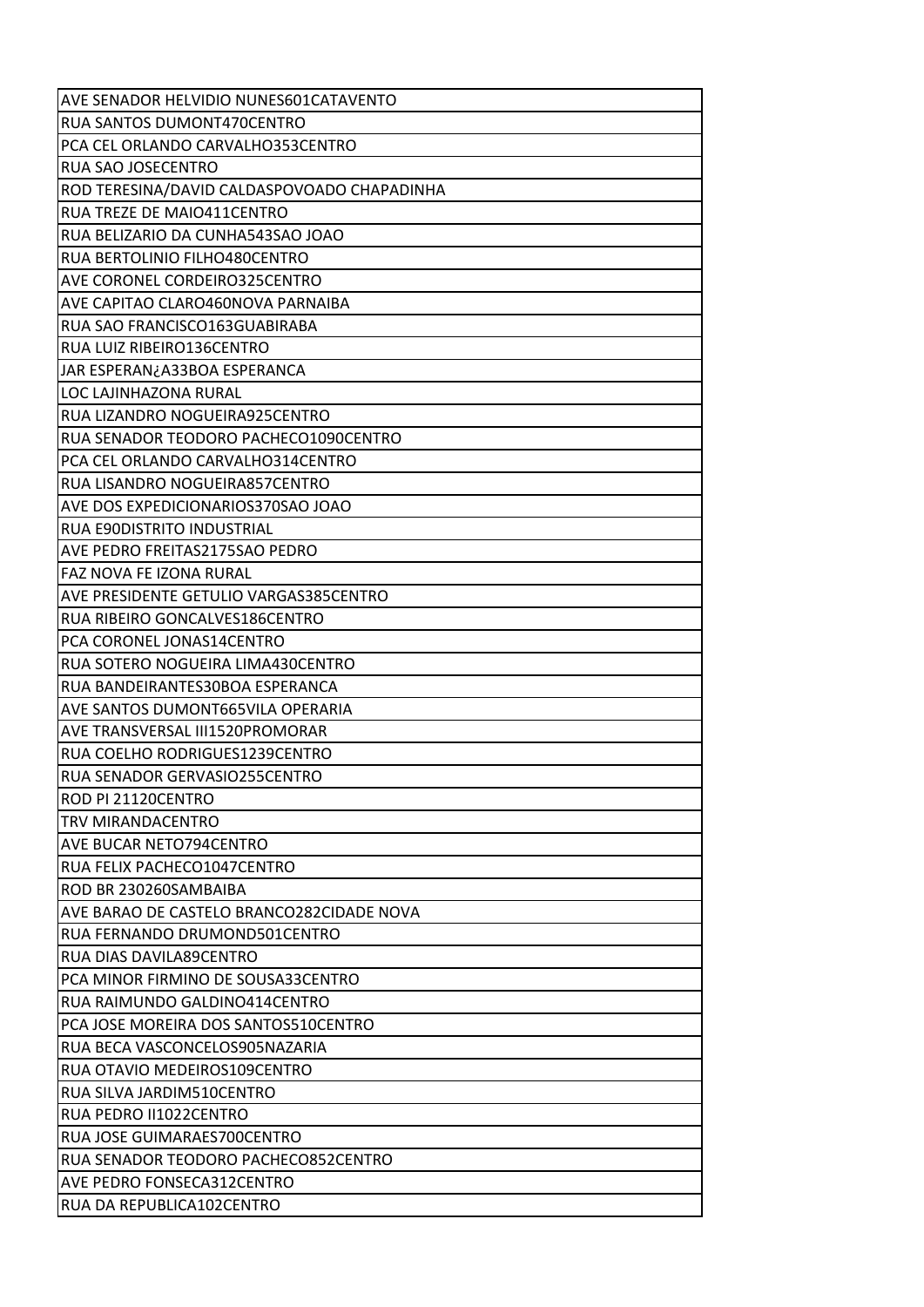| AVE SENADOR HELVIDIO NUNES601CATAVENTO |
|---|
| RUA SANTOS DUMONT470CENTRO |
| PCA CEL ORLANDO CARVALHO353CENTRO |
| RUA SAO JOSECENTRO |
| ROD TERESINA/DAVID CALDASPOVOADO CHAPADINHA |
| RUA TREZE DE MAIO411CENTRO |
| RUA BELIZARIO DA CUNHA543SAO JOAO |
| RUA BERTOLINIO FILHO480CENTRO |
| AVE CORONEL CORDEIRO325CENTRO |
| AVE CAPITAO CLARO460NOVA PARNAIBA |
| RUA SAO FRANCISCO163GUABIRABA |
| RUA LUIZ RIBEIRO136CENTRO |
| JAR ESPERAN¿A33BOA ESPERANCA |
| LOC LAJINHAZONA RURAL |
| RUA LIZANDRO NOGUEIRA925CENTRO |
| RUA SENADOR TEODORO PACHECO1090CENTRO |
| PCA CEL ORLANDO CARVALHO314CENTRO |
| RUA LISANDRO NOGUEIRA857CENTRO |
| AVE DOS EXPEDICIONARIOS370SAO JOAO |
| RUA E90DISTRITO INDUSTRIAL |
| AVE PEDRO FREITAS2175SAO PEDRO |
| FAZ NOVA FE IZONA RURAL |
| AVE PRESIDENTE GETULIO VARGAS385CENTRO |
| RUA RIBEIRO GONCALVES186CENTRO |
| PCA CORONEL JONAS14CENTRO |
| RUA SOTERO NOGUEIRA LIMA430CENTRO |
| RUA BANDEIRANTES30BOA ESPERANCA |
| AVE SANTOS DUMONT665VILA OPERARIA |
| AVE TRANSVERSAL III1520PROMORAR |
| RUA COELHO RODRIGUES1239CENTRO |
| RUA SENADOR GERVASIO255CENTRO |
| ROD PI 21120CENTRO |
| TRV MIRANDACENTRO |
| AVE BUCAR NETO794CENTRO |
| RUA FELIX PACHECO1047CENTRO |
| ROD BR 230260SAMBAIBA |
| AVE BARAO DE CASTELO BRANCO282CIDADE NOVA |
| RUA FERNANDO DRUMOND501CENTRO |
| RUA DIAS DAVILA89CENTRO |
| PCA MINOR FIRMINO DE SOUSA33CENTRO |
| RUA RAIMUNDO GALDINO414CENTRO |
| PCA JOSE MOREIRA DOS SANTOS510CENTRO |
| RUA BECA VASCONCELOS905NAZARIA |
| RUA OTAVIO MEDEIROS109CENTRO |
| RUA SILVA JARDIM510CENTRO |
| RUA PEDRO II1022CENTRO |
| RUA JOSE GUIMARAES700CENTRO |
| RUA SENADOR TEODORO PACHECO852CENTRO |
| AVE PEDRO FONSECA312CENTRO |
| RUA DA REPUBLICA102CENTRO |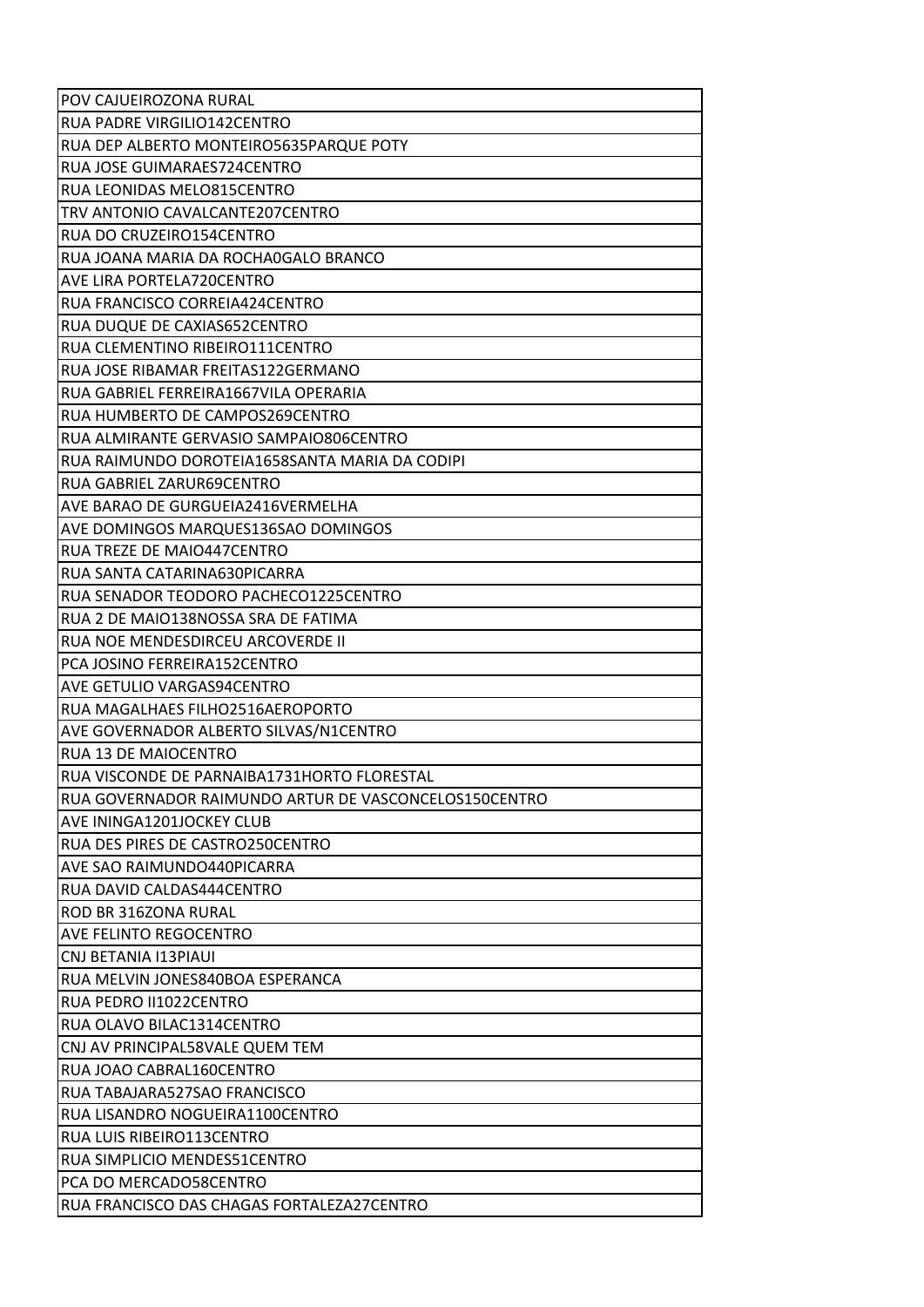| POV CAJUEIROZONA RURAL |
|---|
| RUA PADRE VIRGILIO142CENTRO |
| RUA DEP ALBERTO MONTEIRO5635PARQUE POTY |
| RUA JOSE GUIMARAES724CENTRO |
| RUA LEONIDAS MELO815CENTRO |
| TRV ANTONIO CAVALCANTE207CENTRO |
| RUA DO CRUZEIRO154CENTRO |
| RUA JOANA MARIA DA ROCHA0GALO BRANCO |
| AVE LIRA PORTELA720CENTRO |
| RUA FRANCISCO CORREIA424CENTRO |
| RUA DUQUE DE CAXIAS652CENTRO |
| RUA CLEMENTINO RIBEIRO111CENTRO |
| RUA JOSE RIBAMAR FREITAS122GERMANO |
| RUA GABRIEL FERREIRA1667VILA OPERARIA |
| RUA HUMBERTO DE CAMPOS269CENTRO |
| RUA ALMIRANTE GERVASIO SAMPAIO806CENTRO |
| RUA RAIMUNDO DOROTEIA1658SANTA MARIA DA CODIPI |
| RUA GABRIEL ZARUR69CENTRO |
| AVE BARAO DE GURGUEIA2416VERMELHA |
| AVE DOMINGOS MARQUES136SAO DOMINGOS |
| RUA TREZE DE MAIO447CENTRO |
| RUA SANTA CATARINA630PICARRA |
| RUA SENADOR TEODORO PACHECO1225CENTRO |
| RUA 2 DE MAIO138NOSSA SRA DE FATIMA |
| RUA NOE MENDESDIRCEU ARCOVERDE II |
| PCA JOSINO FERREIRA152CENTRO |
| AVE GETULIO VARGAS94CENTRO |
| RUA MAGALHAES FILHO2516AEROPORTO |
| AVE GOVERNADOR ALBERTO SILVAS/N1CENTRO |
| RUA 13 DE MAIOCENTRO |
| RUA VISCONDE DE PARNAIBA1731HORTO FLORESTAL |
| RUA GOVERNADOR RAIMUNDO ARTUR DE VASCONCELOS150CENTRO |
| AVE ININGA1201JOCKEY CLUB |
| RUA DES PIRES DE CASTRO250CENTRO |
| AVE SAO RAIMUNDO440PICARRA |
| RUA DAVID CALDAS444CENTRO |
| ROD BR 316ZONA RURAL |
| AVE FELINTO REGOCENTRO |
| CNJ BETANIA I13PIAUI |
| RUA MELVIN JONES840BOA ESPERANCA |
| RUA PEDRO II1022CENTRO |
| RUA OLAVO BILAC1314CENTRO |
| CNJ AV PRINCIPAL58VALE QUEM TEM |
| RUA JOAO CABRAL160CENTRO |
| RUA TABAJARA527SAO FRANCISCO |
| RUA LISANDRO NOGUEIRA1100CENTRO |
| RUA LUIS RIBEIRO113CENTRO |
| RUA SIMPLICIO MENDES51CENTRO |
| PCA DO MERCADO58CENTRO |
| RUA FRANCISCO DAS CHAGAS FORTALEZA27CENTRO |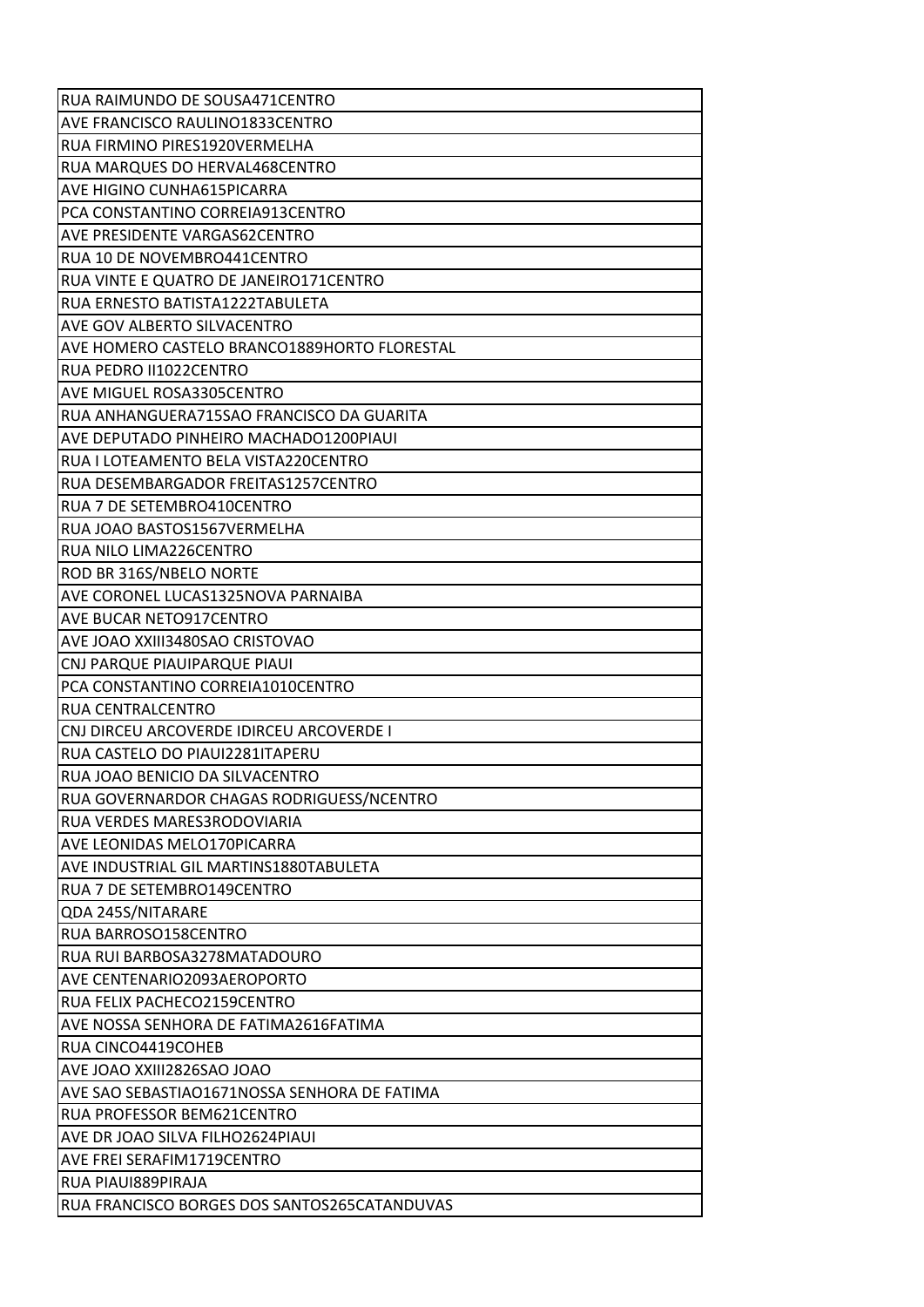| RUA RAIMUNDO DE SOUSA471CENTRO |
|---|
| AVE FRANCISCO RAULINO1833CENTRO |
| RUA FIRMINO PIRES1920VERMELHA |
| RUA MARQUES DO HERVAL468CENTRO |
| AVE HIGINO CUNHA615PICARRA |
| PCA CONSTANTINO CORREIA913CENTRO |
| AVE PRESIDENTE VARGAS62CENTRO |
| RUA 10 DE NOVEMBRO441CENTRO |
| RUA VINTE E QUATRO DE JANEIRO171CENTRO |
| RUA ERNESTO BATISTA1222TABULETA |
| AVE GOV ALBERTO SILVACENTRO |
| AVE HOMERO CASTELO BRANCO1889HORTO FLORESTAL |
| RUA PEDRO II1022CENTRO |
| AVE MIGUEL ROSA3305CENTRO |
| RUA ANHANGUERA715SAO FRANCISCO DA GUARITA |
| AVE DEPUTADO PINHEIRO MACHADO1200PIAUI |
| RUA I LOTEAMENTO BELA VISTA220CENTRO |
| RUA DESEMBARGADOR FREITAS1257CENTRO |
| RUA 7 DE SETEMBRO410CENTRO |
| RUA JOAO BASTOS1567VERMELHA |
| RUA NILO LIMA226CENTRO |
| ROD BR 316S/NBELO NORTE |
| AVE CORONEL LUCAS1325NOVA PARNAIBA |
| AVE BUCAR NETO917CENTRO |
| AVE JOAO XXIII3480SAO CRISTOVAO |
| CNJ PARQUE PIAUIPARQUE PIAUI |
| PCA CONSTANTINO CORREIA1010CENTRO |
| RUA CENTRALCENTRO |
| CNJ DIRCEU ARCOVERDE IDIRCEU ARCOVERDE I |
| RUA CASTELO DO PIAUI2281ITAPERU |
| RUA JOAO BENICIO DA SILVACENTRO |
| RUA GOVERNARDOR CHAGAS RODRIGUESS/NCENTRO |
| RUA VERDES MARES3RODOVIARIA |
| AVE LEONIDAS MELO170PICARRA |
| AVE INDUSTRIAL GIL MARTINS1880TABULETA |
| RUA 7 DE SETEMBRO149CENTRO |
| QDA 245S/NITARARE |
| RUA BARROSO158CENTRO |
| RUA RUI BARBOSA3278MATADOURO |
| AVE CENTENARIO2093AEROPORTO |
| RUA FELIX PACHECO2159CENTRO |
| AVE NOSSA SENHORA DE FATIMA2616FATIMA |
| RUA CINCO4419COHEB |
| AVE JOAO XXIII2826SAO JOAO |
| AVE SAO SEBASTIAO1671NOSSA SENHORA DE FATIMA |
| RUA PROFESSOR BEM621CENTRO |
| AVE DR JOAO SILVA FILHO2624PIAUI |
| AVE FREI SERAFIM1719CENTRO |
| RUA PIAUI889PIRAJA |
| RUA FRANCISCO BORGES DOS SANTOS265CATANDUVAS |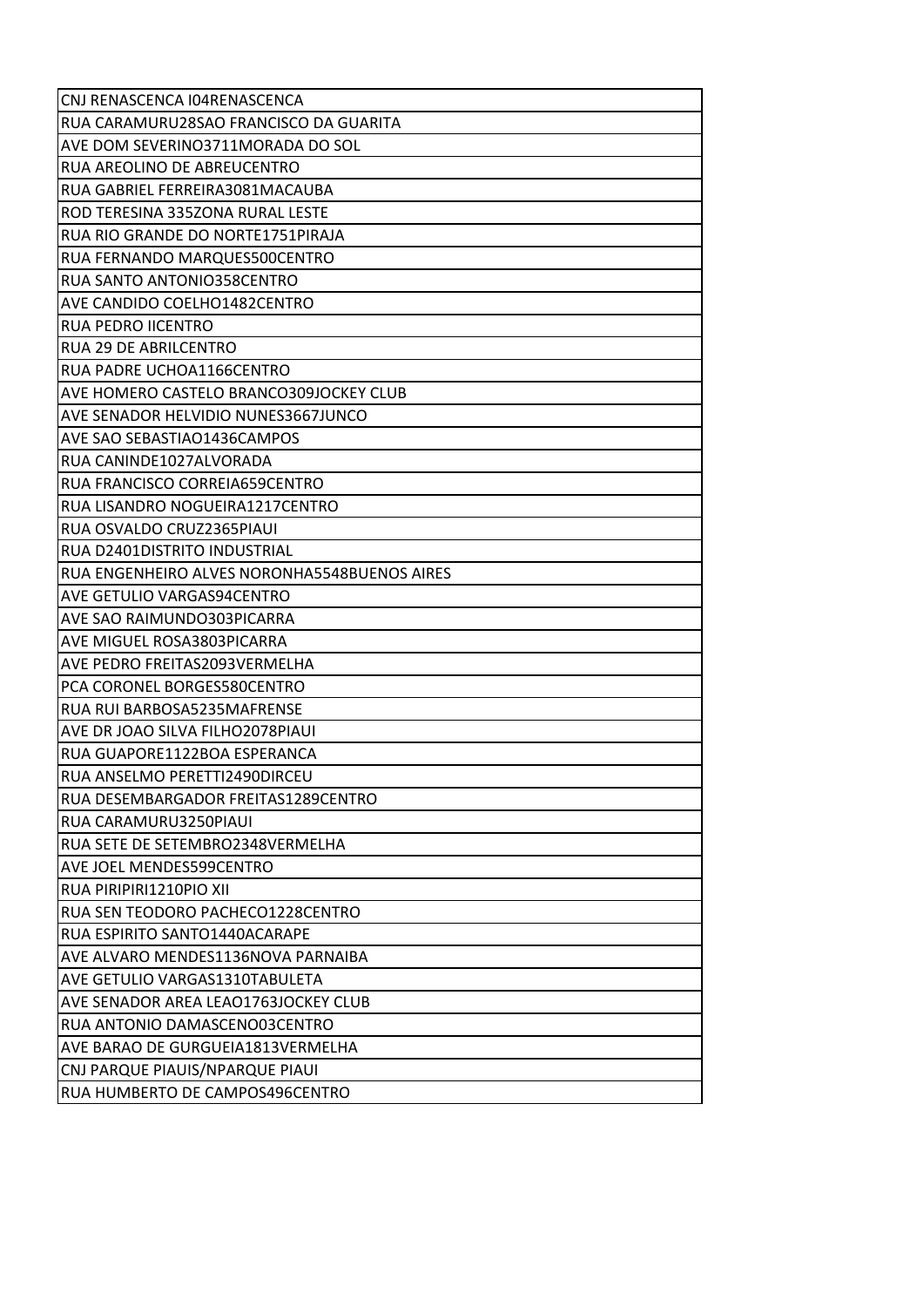| CNJ RENASCENCA I04RENASCENCA |
| --- |
| RUA CARAMURU28SAO FRANCISCO DA GUARITA |
| AVE DOM SEVERINO3711MORADA DO SOL |
| RUA AREOLINO DE ABREUCENTRO |
| RUA GABRIEL FERREIRA3081MACAUBA |
| ROD TERESINA 335ZONA RURAL LESTE |
| RUA RIO GRANDE DO NORTE1751PIRAJA |
| RUA FERNANDO MARQUES500CENTRO |
| RUA SANTO ANTONIO358CENTRO |
| AVE CANDIDO COELHO1482CENTRO |
| RUA PEDRO IICENTRO |
| RUA 29 DE ABRILCENTRO |
| RUA PADRE UCHOA1166CENTRO |
| AVE HOMERO CASTELO BRANCO309JOCKEY CLUB |
| AVE SENADOR HELVIDIO NUNES3667JUNCO |
| AVE SAO SEBASTIAO1436CAMPOS |
| RUA CANINDE1027ALVORADA |
| RUA FRANCISCO CORREIA659CENTRO |
| RUA LISANDRO NOGUEIRA1217CENTRO |
| RUA OSVALDO CRUZ2365PIAUI |
| RUA D2401DISTRITO INDUSTRIAL |
| RUA ENGENHEIRO ALVES NORONHA5548BUENOS AIRES |
| AVE GETULIO VARGAS94CENTRO |
| AVE SAO RAIMUNDO303PICARRA |
| AVE MIGUEL ROSA3803PICARRA |
| AVE PEDRO FREITAS2093VERMELHA |
| PCA CORONEL BORGES580CENTRO |
| RUA RUI BARBOSA5235MAFRENSE |
| AVE DR JOAO SILVA FILHO2078PIAUI |
| RUA GUAPORE1122BOA ESPERANCA |
| RUA ANSELMO PERETTI2490DIRCEU |
| RUA DESEMBARGADOR FREITAS1289CENTRO |
| RUA CARAMURU3250PIAUI |
| RUA SETE DE SETEMBRO2348VERMELHA |
| AVE JOEL MENDES599CENTRO |
| RUA PIRIPIRI1210PIO XII |
| RUA SEN TEODORO PACHECO1228CENTRO |
| RUA ESPIRITO SANTO1440ACARAPE |
| AVE ALVARO MENDES1136NOVA PARNAIBA |
| AVE GETULIO VARGAS1310TABULETA |
| AVE SENADOR AREA LEAO1763JOCKEY CLUB |
| RUA ANTONIO DAMASCENO03CENTRO |
| AVE BARAO DE GURGUEIA1813VERMELHA |
| CNJ PARQUE PIAUIS/NPARQUE PIAUI |
| RUA HUMBERTO DE CAMPOS496CENTRO |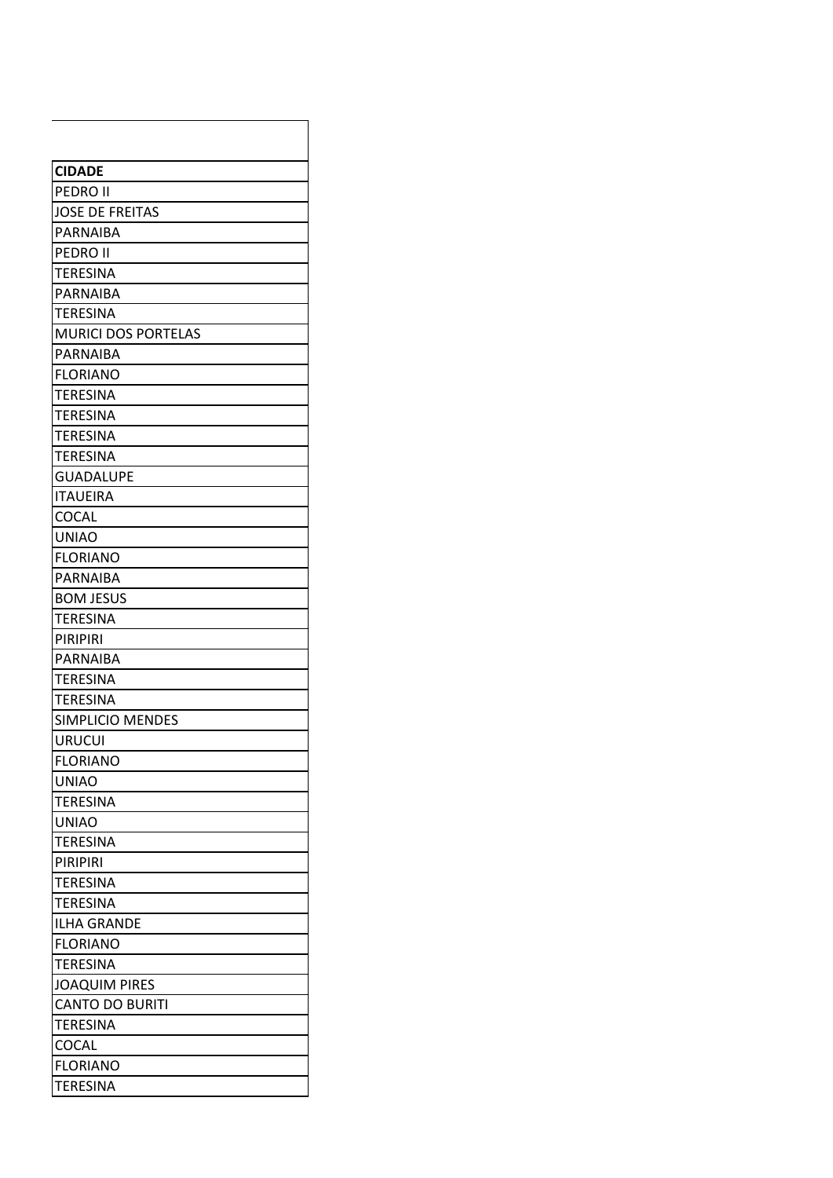| CIDADE |
| --- |
| PEDRO II |
| JOSE DE FREITAS |
| PARNAIBA |
| PEDRO II |
| TERESINA |
| PARNAIBA |
| TERESINA |
| MURICI DOS PORTELAS |
| PARNAIBA |
| FLORIANO |
| TERESINA |
| TERESINA |
| TERESINA |
| TERESINA |
| GUADALUPE |
| ITAUEIRA |
| COCAL |
| UNIAO |
| FLORIANO |
| PARNAIBA |
| BOM JESUS |
| TERESINA |
| PIRIPIRI |
| PARNAIBA |
| TERESINA |
| TERESINA |
| SIMPLICIO MENDES |
| URUCUI |
| FLORIANO |
| UNIAO |
| TERESINA |
| UNIAO |
| TERESINA |
| PIRIPIRI |
| TERESINA |
| TERESINA |
| ILHA GRANDE |
| FLORIANO |
| TERESINA |
| JOAQUIM PIRES |
| CANTO DO BURITI |
| TERESINA |
| COCAL |
| FLORIANO |
| TERESINA |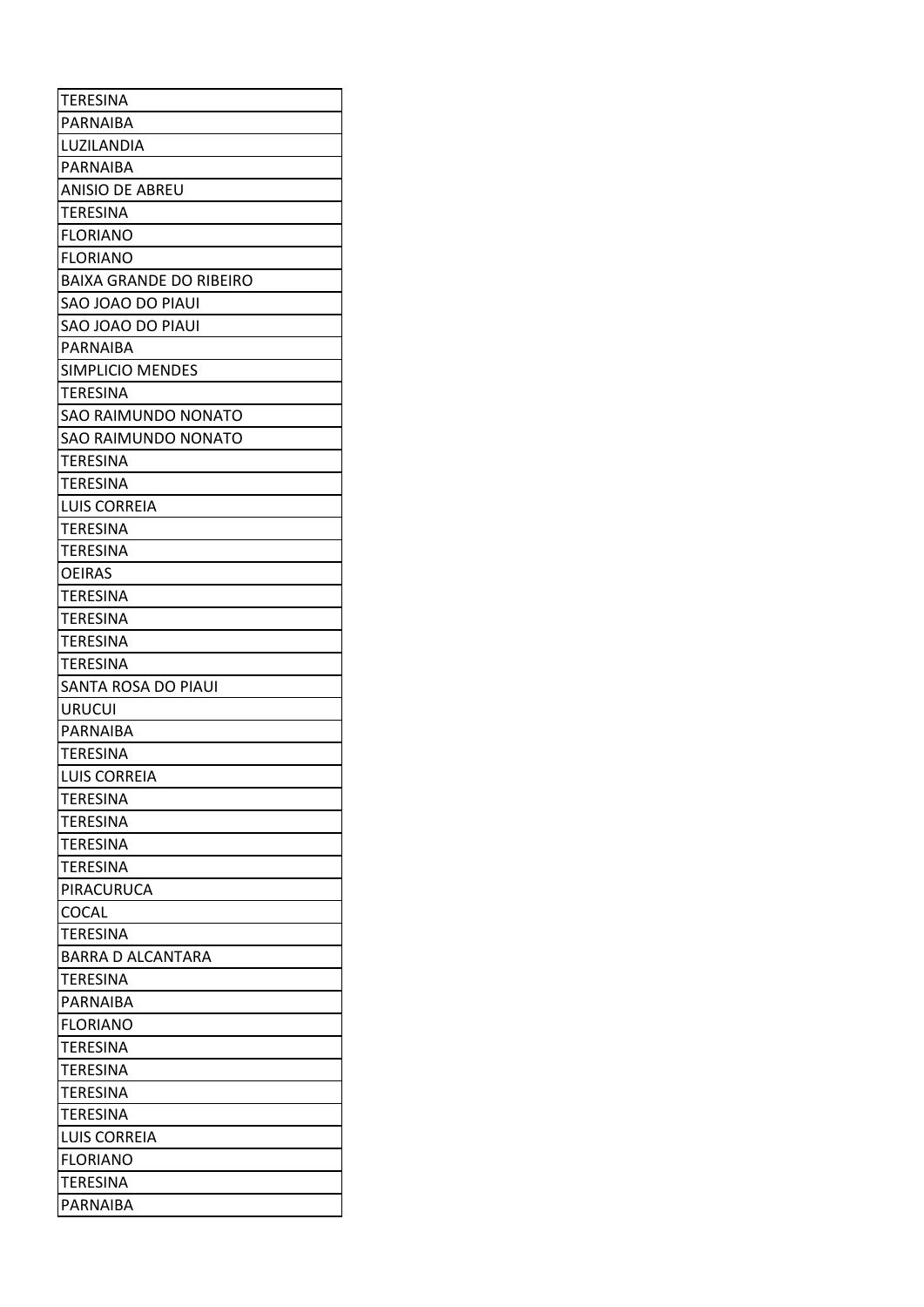| TERESINA |
|---|
| PARNAIBA |
| LUZILANDIA |
| PARNAIBA |
| ANISIO DE ABREU |
| TERESINA |
| FLORIANO |
| FLORIANO |
| BAIXA GRANDE DO RIBEIRO |
| SAO JOAO DO PIAUI |
| SAO JOAO DO PIAUI |
| PARNAIBA |
| SIMPLICIO MENDES |
| TERESINA |
| SAO RAIMUNDO NONATO |
| SAO RAIMUNDO NONATO |
| TERESINA |
| TERESINA |
| LUIS CORREIA |
| TERESINA |
| TERESINA |
| OEIRAS |
| TERESINA |
| TERESINA |
| TERESINA |
| TERESINA |
| SANTA ROSA DO PIAUI |
| URUCUI |
| PARNAIBA |
| TERESINA |
| LUIS CORREIA |
| TERESINA |
| TERESINA |
| TERESINA |
| TERESINA |
| PIRACURUCA |
| COCAL |
| TERESINA |
| BARRA D ALCANTARA |
| TERESINA |
| PARNAIBA |
| FLORIANO |
| TERESINA |
| TERESINA |
| TERESINA |
| TERESINA |
| LUIS CORREIA |
| FLORIANO |
| TERESINA |
| PARNAIBA |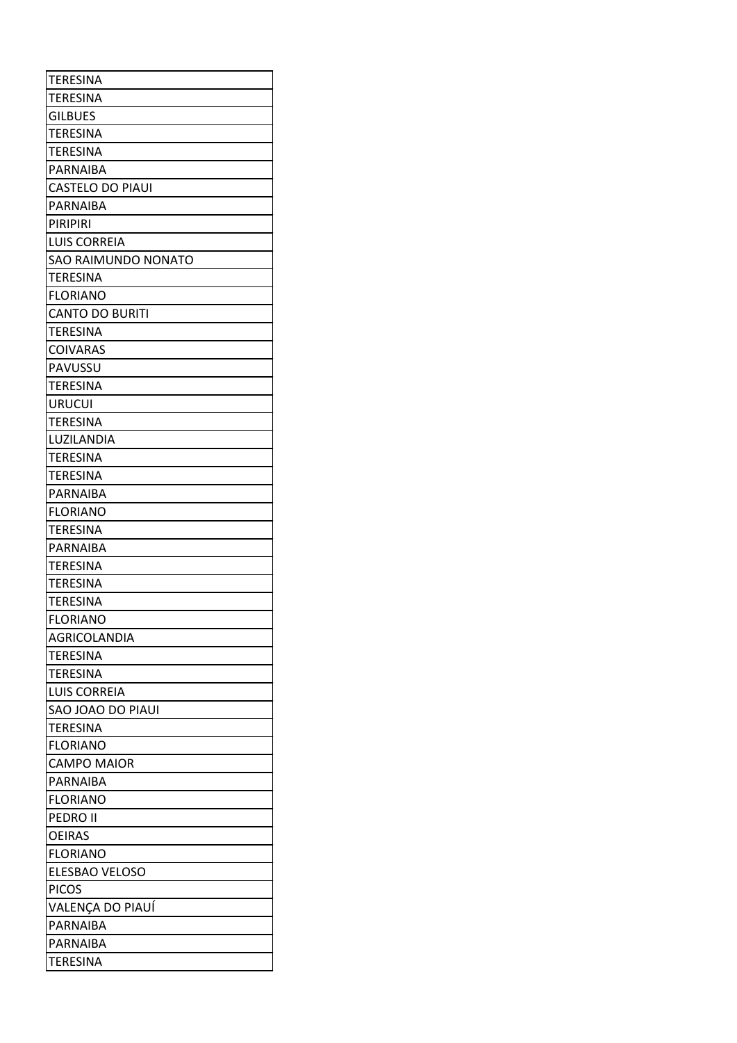| TERESINA |
|---|
| TERESINA |
| GILBUES |
| TERESINA |
| TERESINA |
| PARNAIBA |
| CASTELO DO PIAUI |
| PARNAIBA |
| PIRIPIRI |
| LUIS CORREIA |
| SAO RAIMUNDO NONATO |
| TERESINA |
| FLORIANO |
| CANTO DO BURITI |
| TERESINA |
| COIVARAS |
| PAVUSSU |
| TERESINA |
| URUCUI |
| TERESINA |
| LUZILANDIA |
| TERESINA |
| TERESINA |
| PARNAIBA |
| FLORIANO |
| TERESINA |
| PARNAIBA |
| TERESINA |
| TERESINA |
| TERESINA |
| FLORIANO |
| AGRICOLANDIA |
| TERESINA |
| TERESINA |
| LUIS CORREIA |
| SAO JOAO DO PIAUI |
| TERESINA |
| FLORIANO |
| CAMPO MAIOR |
| PARNAIBA |
| FLORIANO |
| PEDRO II |
| OEIRAS |
| FLORIANO |
| ELESBAO VELOSO |
| PICOS |
| VALENÇA DO PIAUÍ |
| PARNAIBA |
| PARNAIBA |
| TERESINA |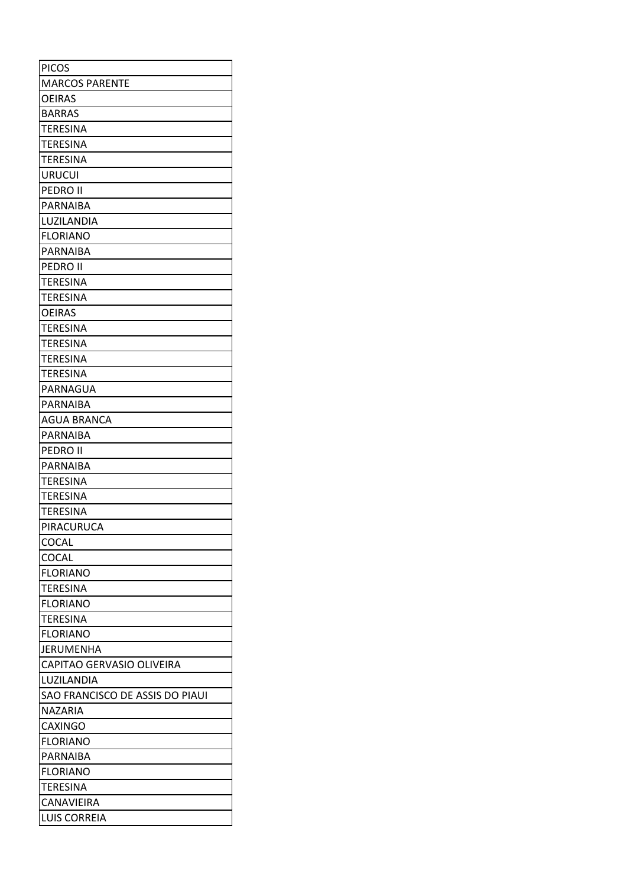| PICOS |
| --- |
| MARCOS PARENTE |
| OEIRAS |
| BARRAS |
| TERESINA |
| TERESINA |
| TERESINA |
| URUCUI |
| PEDRO II |
| PARNAIBA |
| LUZILANDIA |
| FLORIANO |
| PARNAIBA |
| PEDRO II |
| TERESINA |
| TERESINA |
| OEIRAS |
| TERESINA |
| TERESINA |
| TERESINA |
| TERESINA |
| PARNAGUA |
| PARNAIBA |
| AGUA BRANCA |
| PARNAIBA |
| PEDRO II |
| PARNAIBA |
| TERESINA |
| TERESINA |
| TERESINA |
| PIRACURUCA |
| COCAL |
| COCAL |
| FLORIANO |
| TERESINA |
| FLORIANO |
| TERESINA |
| FLORIANO |
| JERUMENHA |
| CAPITAO GERVASIO OLIVEIRA |
| LUZILANDIA |
| SAO FRANCISCO DE ASSIS DO PIAUI |
| NAZARIA |
| CAXINGO |
| FLORIANO |
| PARNAIBA |
| FLORIANO |
| TERESINA |
| CANAVIEIRA |
| LUIS CORREIA |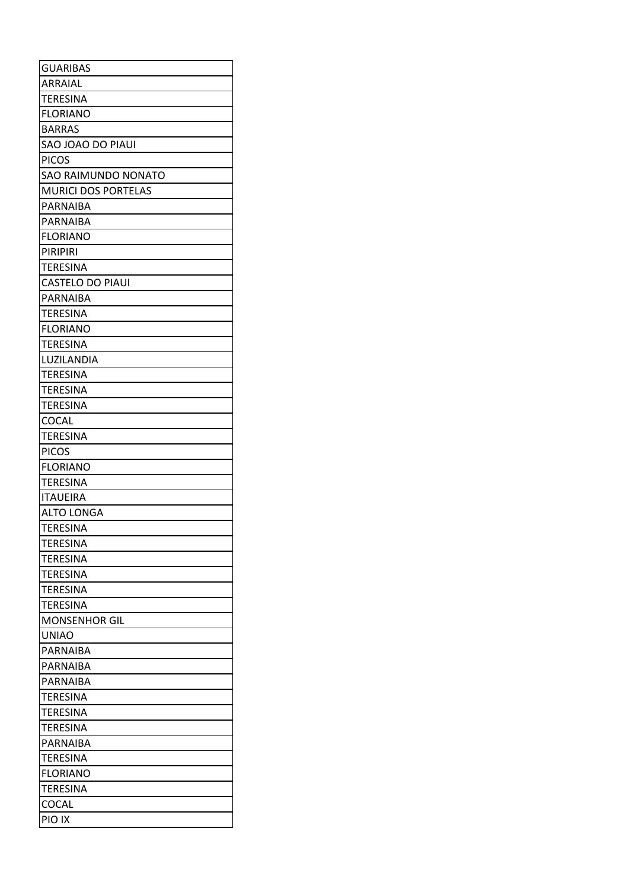| GUARIBAS |
|---|
| ARRAIAL |
| TERESINA |
| FLORIANO |
| BARRAS |
| SAO JOAO DO PIAUI |
| PICOS |
| SAO RAIMUNDO NONATO |
| MURICI DOS PORTELAS |
| PARNAIBA |
| PARNAIBA |
| FLORIANO |
| PIRIPIRI |
| TERESINA |
| CASTELO DO PIAUI |
| PARNAIBA |
| TERESINA |
| FLORIANO |
| TERESINA |
| LUZILANDIA |
| TERESINA |
| TERESINA |
| TERESINA |
| COCAL |
| TERESINA |
| PICOS |
| FLORIANO |
| TERESINA |
| ITAUEIRA |
| ALTO LONGA |
| TERESINA |
| TERESINA |
| TERESINA |
| TERESINA |
| TERESINA |
| TERESINA |
| MONSENHOR GIL |
| UNIAO |
| PARNAIBA |
| PARNAIBA |
| PARNAIBA |
| TERESINA |
| TERESINA |
| TERESINA |
| PARNAIBA |
| TERESINA |
| FLORIANO |
| TERESINA |
| COCAL |
| PIO IX |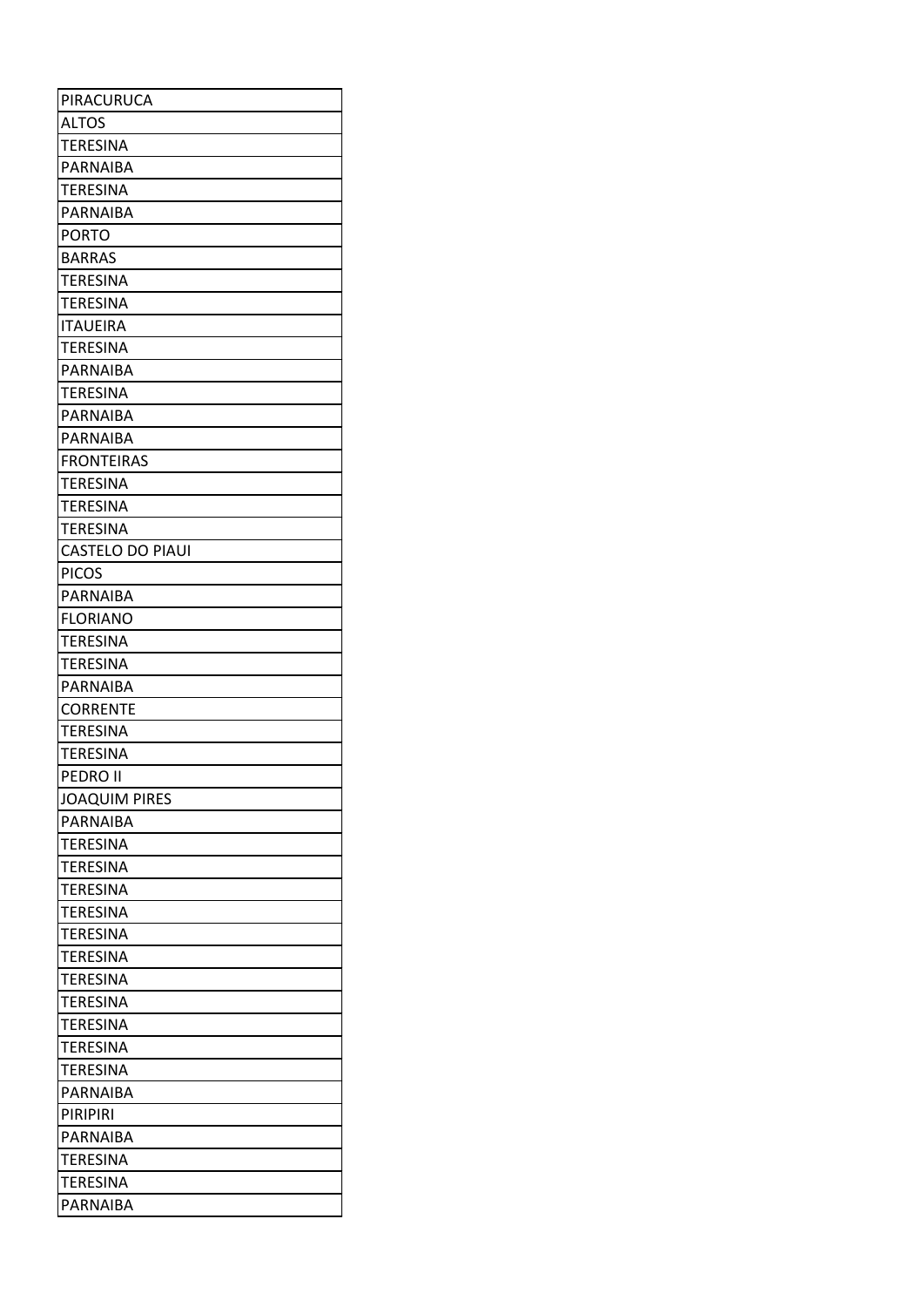| PIRACURUCA |
| --- |
| ALTOS |
| TERESINA |
| PARNAIBA |
| TERESINA |
| PARNAIBA |
| PORTO |
| BARRAS |
| TERESINA |
| TERESINA |
| ITAUEIRA |
| TERESINA |
| PARNAIBA |
| TERESINA |
| PARNAIBA |
| PARNAIBA |
| FRONTEIRAS |
| TERESINA |
| TERESINA |
| TERESINA |
| CASTELO DO PIAUI |
| PICOS |
| PARNAIBA |
| FLORIANO |
| TERESINA |
| TERESINA |
| PARNAIBA |
| CORRENTE |
| TERESINA |
| TERESINA |
| PEDRO II |
| JOAQUIM PIRES |
| PARNAIBA |
| TERESINA |
| TERESINA |
| TERESINA |
| TERESINA |
| TERESINA |
| TERESINA |
| TERESINA |
| TERESINA |
| TERESINA |
| TERESINA |
| TERESINA |
| PARNAIBA |
| PIRIPIRI |
| PARNAIBA |
| TERESINA |
| TERESINA |
| PARNAIBA |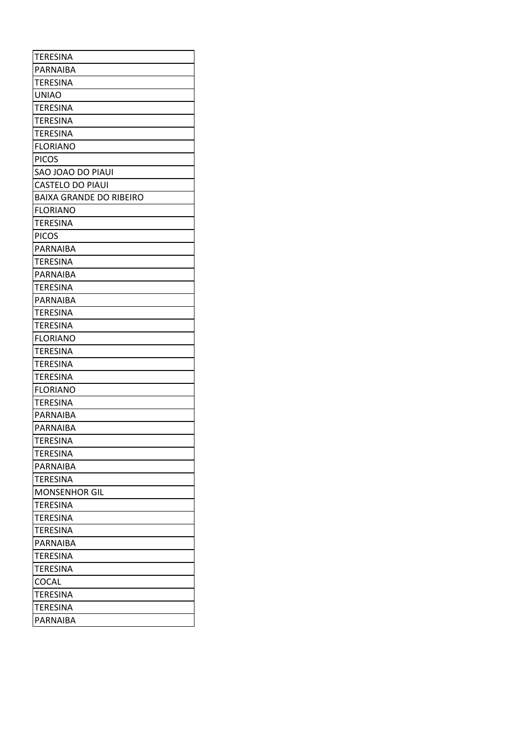| |
|---|
| TERESINA |
| PARNAIBA |
| TERESINA |
| UNIAO |
| TERESINA |
| TERESINA |
| TERESINA |
| FLORIANO |
| PICOS |
| SAO JOAO DO PIAUI |
| CASTELO DO PIAUI |
| BAIXA GRANDE DO RIBEIRO |
| FLORIANO |
| TERESINA |
| PICOS |
| PARNAIBA |
| TERESINA |
| PARNAIBA |
| TERESINA |
| PARNAIBA |
| TERESINA |
| TERESINA |
| FLORIANO |
| TERESINA |
| TERESINA |
| TERESINA |
| FLORIANO |
| TERESINA |
| PARNAIBA |
| PARNAIBA |
| TERESINA |
| TERESINA |
| PARNAIBA |
| TERESINA |
| MONSENHOR GIL |
| TERESINA |
| TERESINA |
| TERESINA |
| PARNAIBA |
| TERESINA |
| TERESINA |
| COCAL |
| TERESINA |
| TERESINA |
| PARNAIBA |